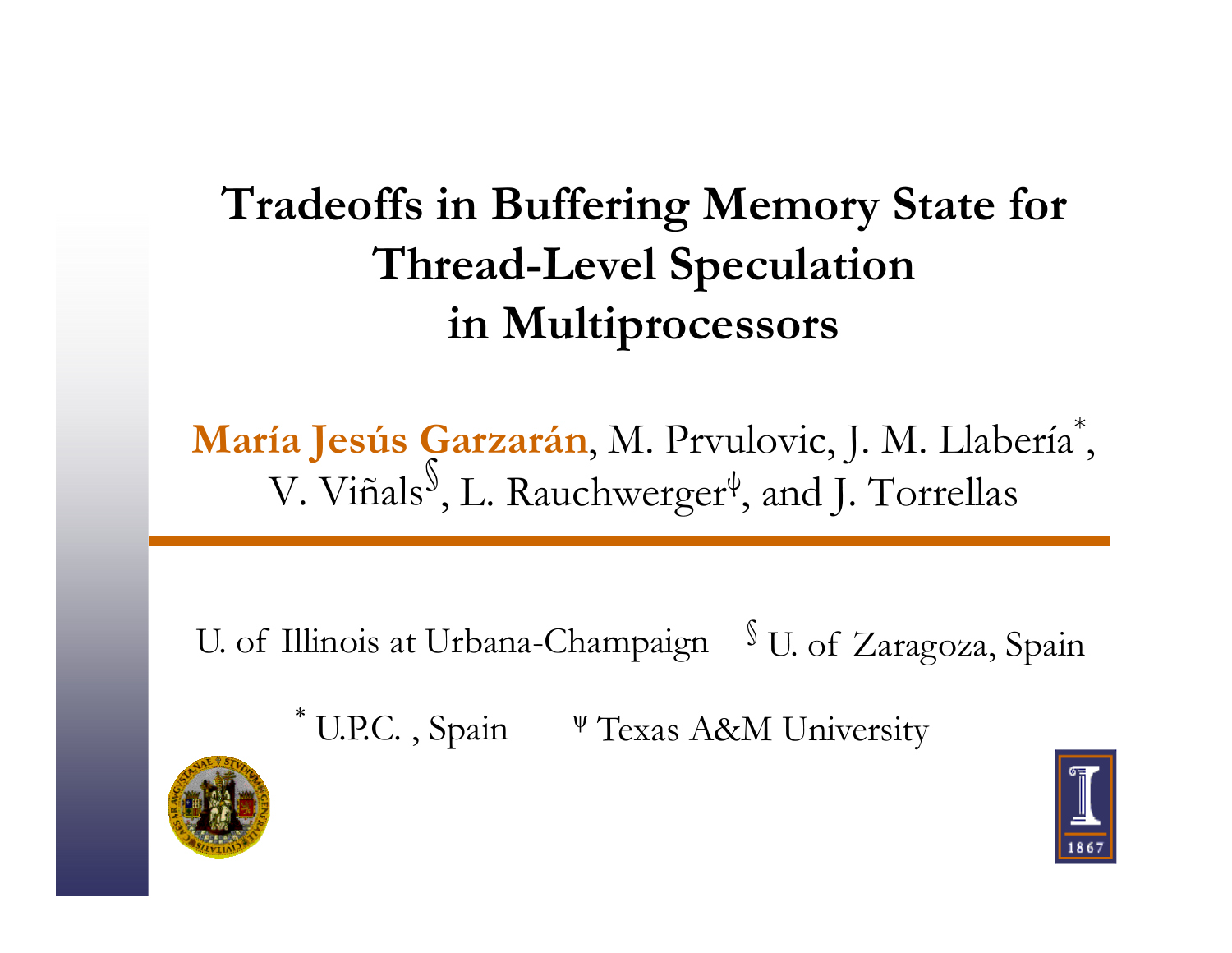# Tradeoffs in Buffering Memory State for Thread-Level Speculation in Multiprocessors

**María Jesús Garzarán**, M. Prvulovic, J. M. Llabería[*], V. Viñals[§], L. Rauchwerger[ψ], and J. Torrellas

U. of Illinois at Urbana-Champaign [§] U. of Zaragoza, Spain

[*] U.P.C. , Spain [ψ] Texas A&M University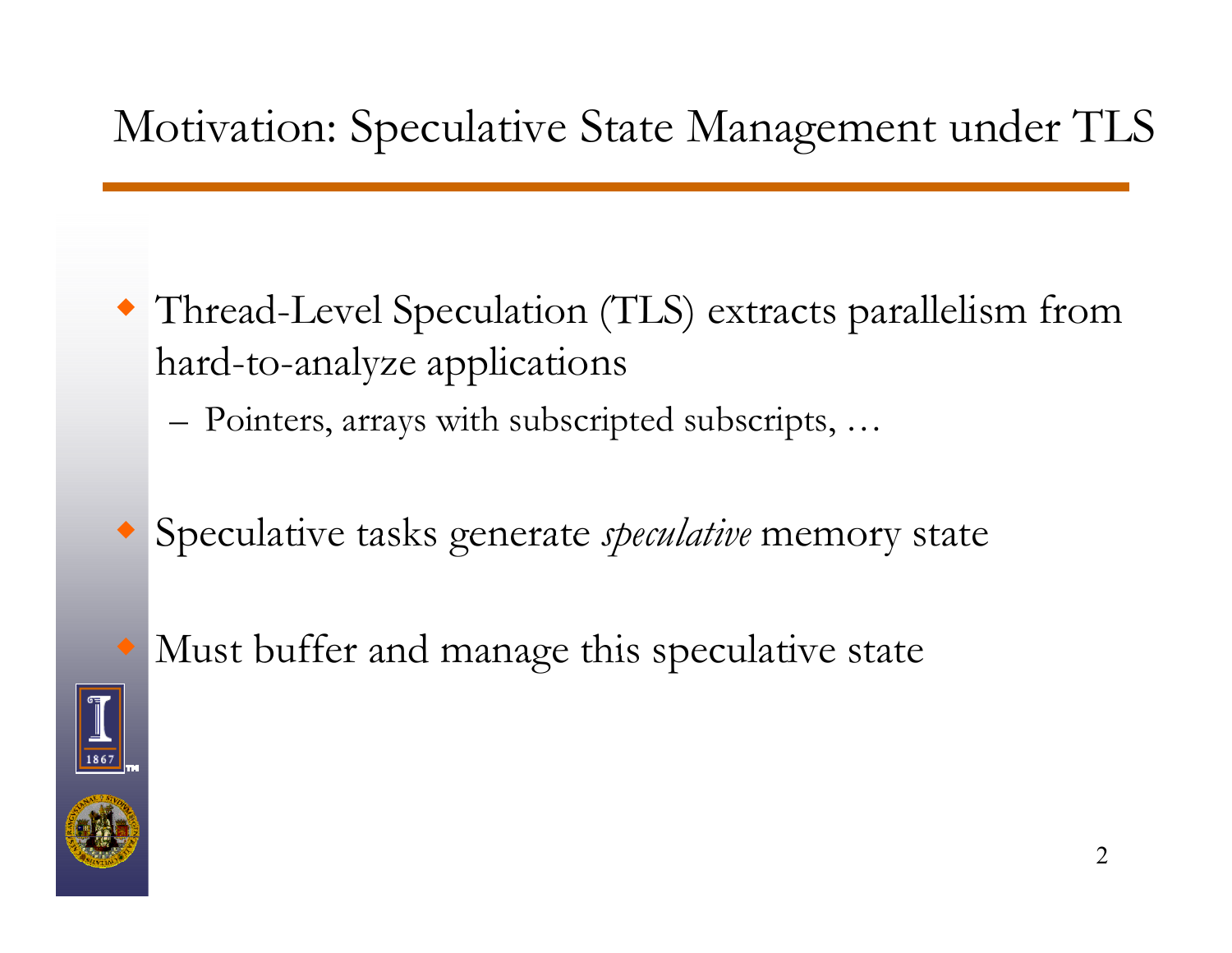# Motivation: Speculative State Management under TLS

- Thread-Level Speculation (TLS) extracts parallelism from hard-to-analyze applications
  - Pointers, arrays with subscripted subscripts, …
- Speculative tasks generate *speculative* memory state
- Must buffer and manage this speculative state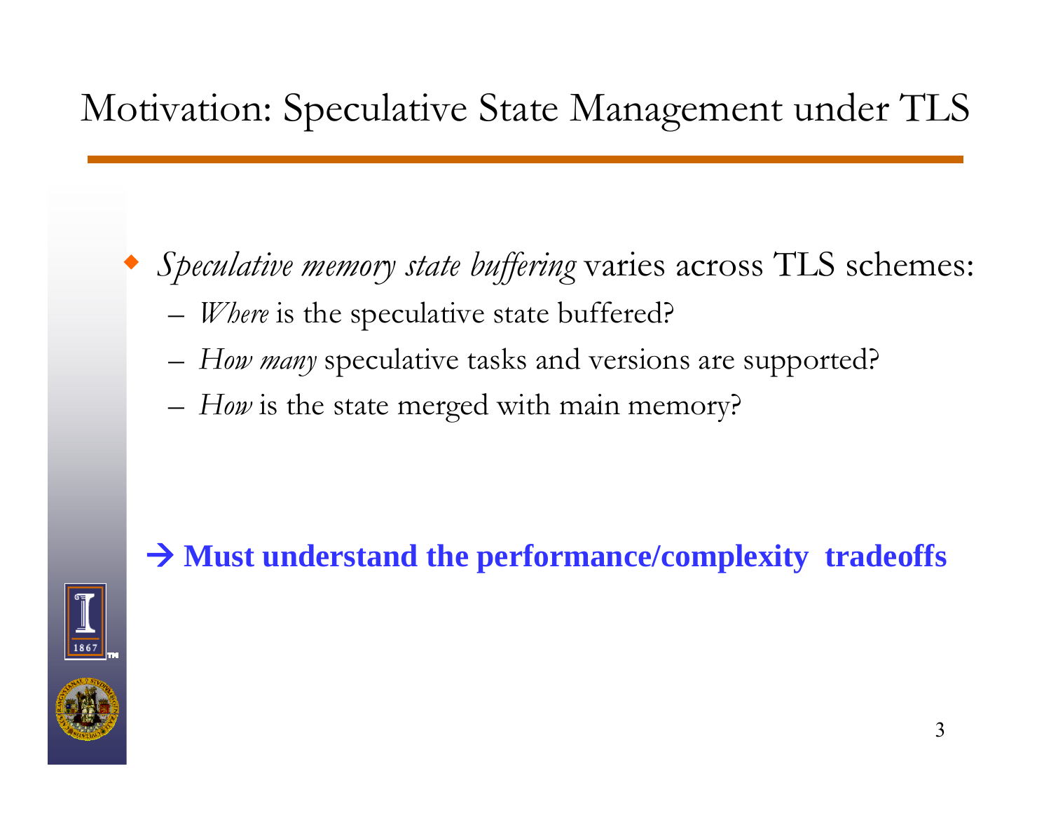# Motivation: Speculative State Management under TLS

- *Speculative memory state buffering* varies across TLS schemes:
  - *Where* is the speculative state buffered?
  - *How many* speculative tasks and versions are supported?
  - *How* is the state merged with main memory?

**→ Must understand the performance/complexity tradeoffs**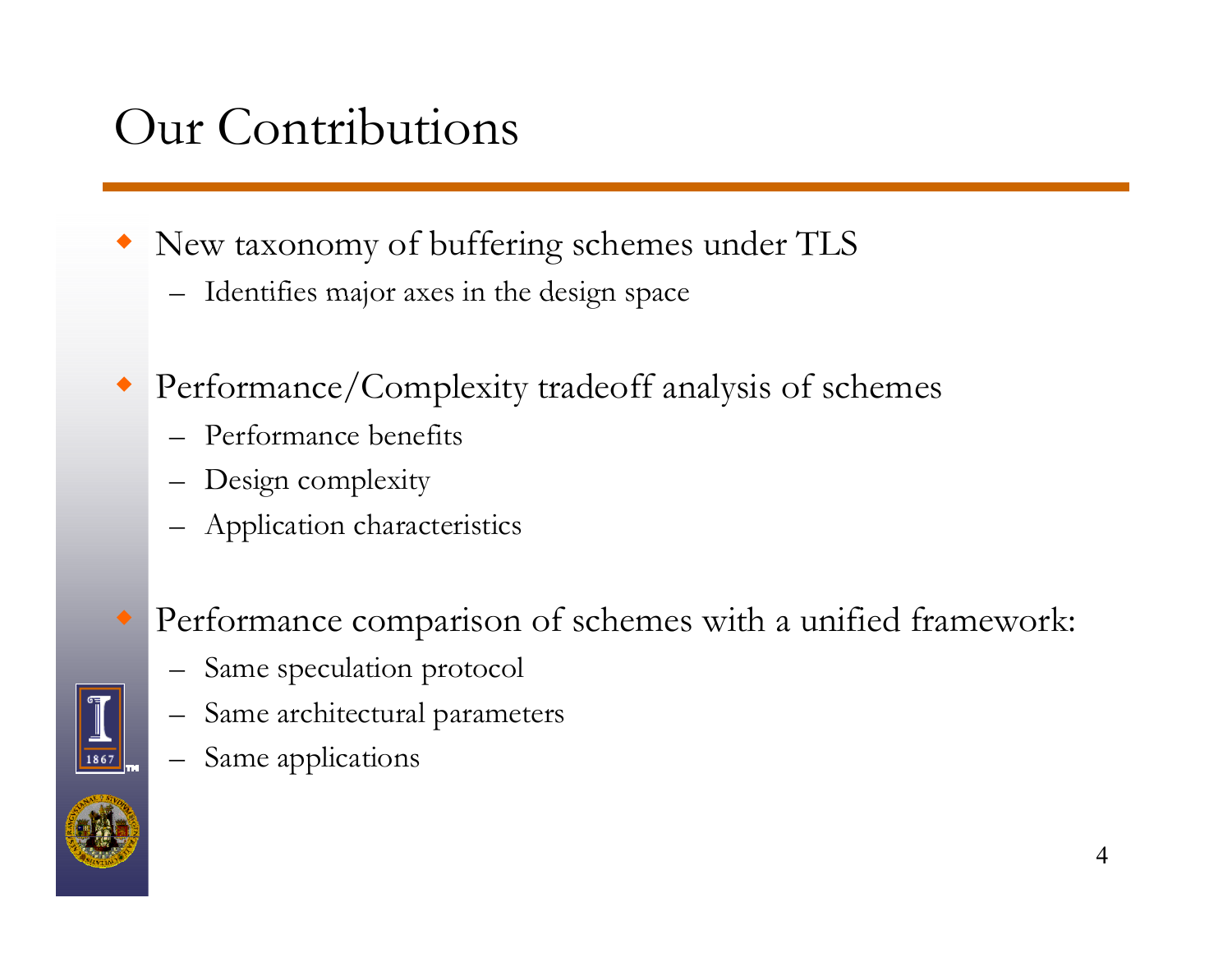# Our Contributions

- New taxonomy of buffering schemes under TLS
  - Identifies major axes in the design space
- Performance/Complexity tradeoff analysis of schemes
  - Performance benefits
  - Design complexity
  - Application characteristics
- Performance comparison of schemes with a unified framework:
  - Same speculation protocol
  - Same architectural parameters
  - Same applications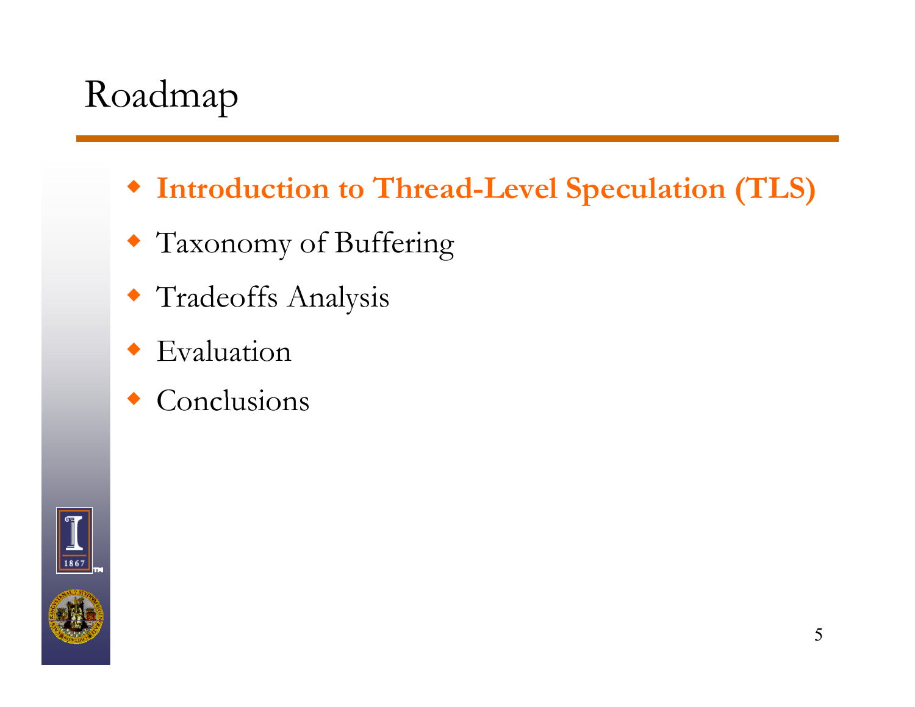# Roadmap

- **Introduction to Thread-Level Speculation (TLS)**
- Taxonomy of Buffering
- Tradeoffs Analysis
- Evaluation
- Conclusions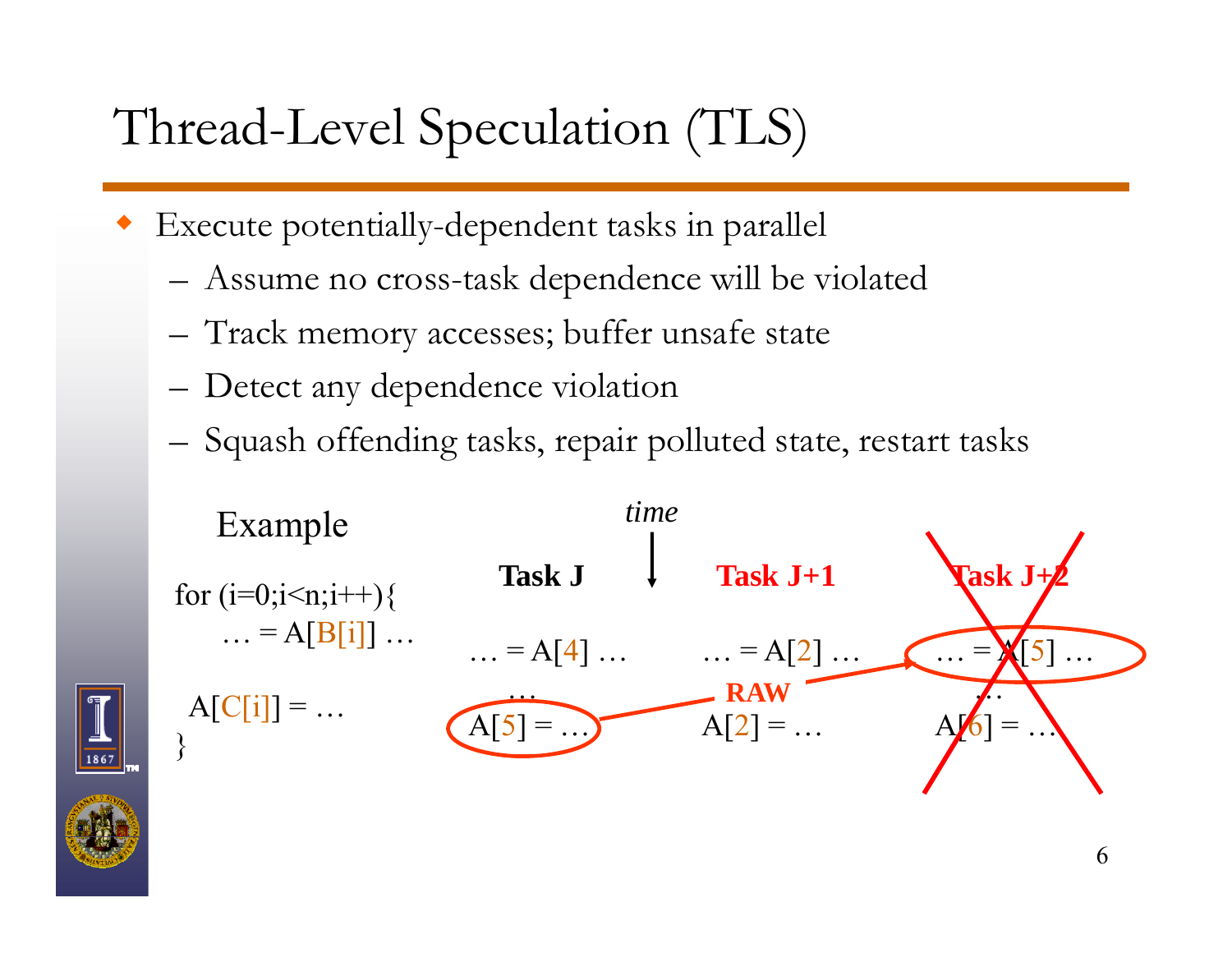# Thread-Level Speculation (TLS)

- Execute potentially-dependent tasks in parallel
  - Assume no cross-task dependence will be violated
  - Track memory accesses; buffer unsafe state
  - Detect any dependence violation
  - Squash offending tasks, repair polluted state, restart tasks

Example

```
for (i=0;i<n;i++){
    … = A[B[i]] …

  A[C[i]] = …
}
```

*time*

| Task J | Task J+1 | Task J+2 |
|---|---|---|
| … = A[4] … | … = A[2] … | … = A[5] … |
| … | | … |
| A[5] = … | A[2] = … | A[6] = … |

RAW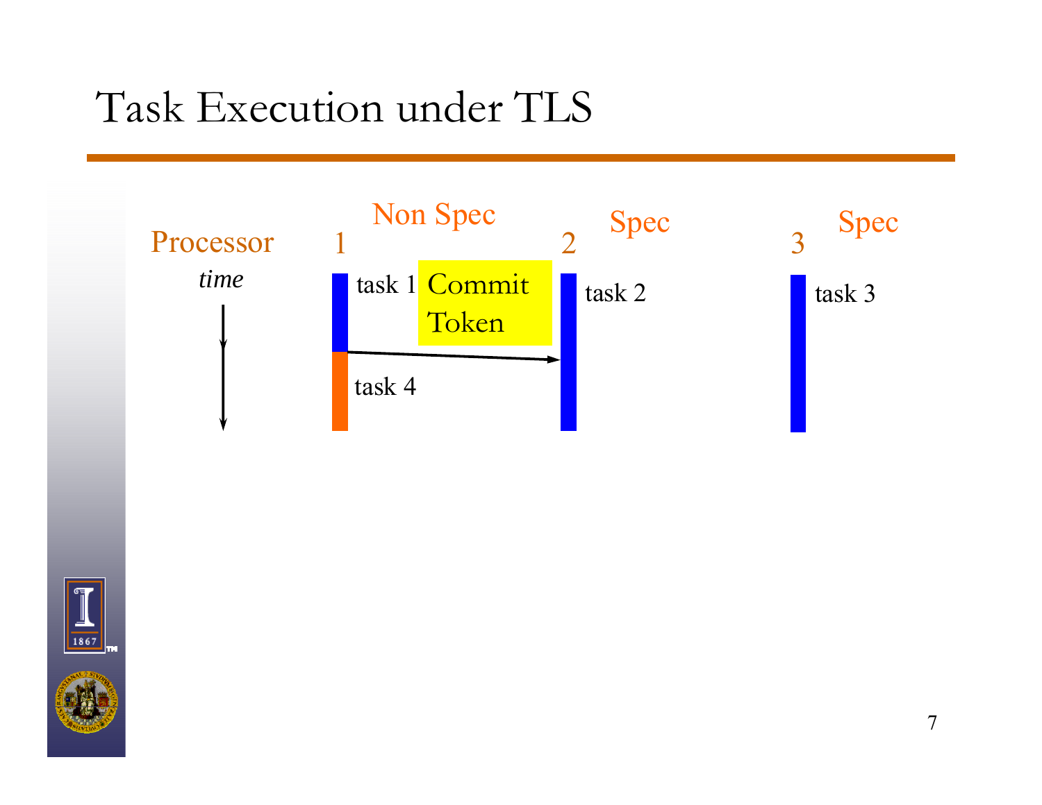# Task Execution under TLS

Processor

*time*

1 Non Spec

task 1

Commit Token

task 4

2 Spec

task 2

3 Spec

task 3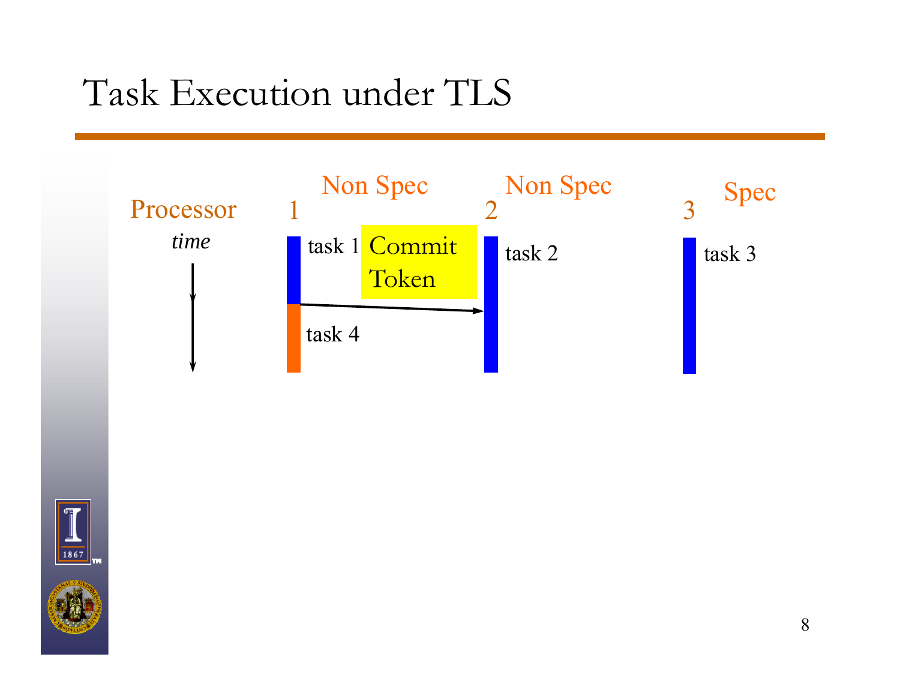# Task Execution under TLS

| Processor | 1 (Non Spec) | 2 (Non Spec) | 3 (Spec) |
|---|---|---|---|
| *time* | task 1 | task 2 | task 3 |
| | Commit Token → | | |
| | task 4 | | |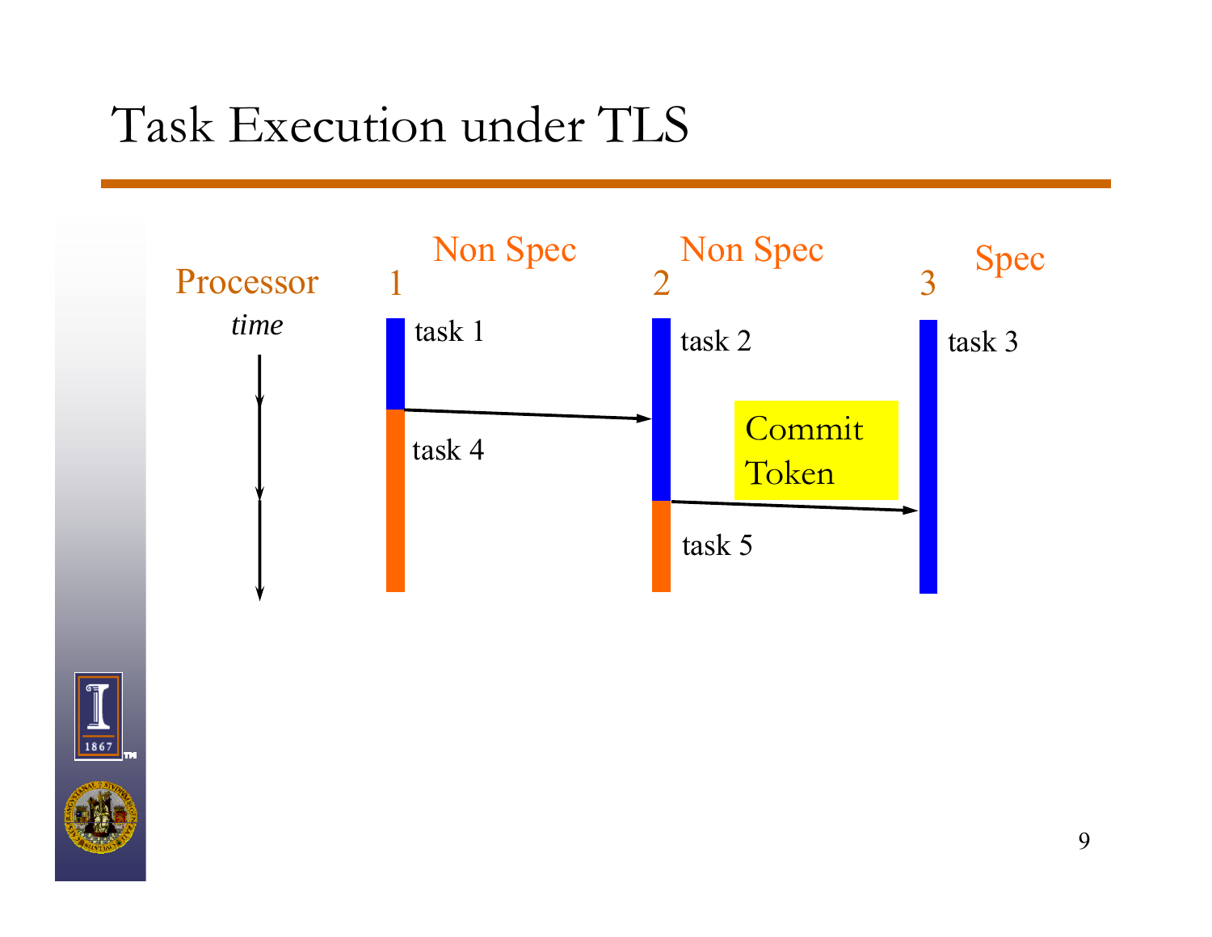# Task Execution under TLS

Processor *time*

| 1 (Non Spec) | 2 (Non Spec) | 3 (Spec) |
| --- | --- | --- |
| task 1 | task 2 | task 3 |
| task 4 | task 5 | |

Commit Token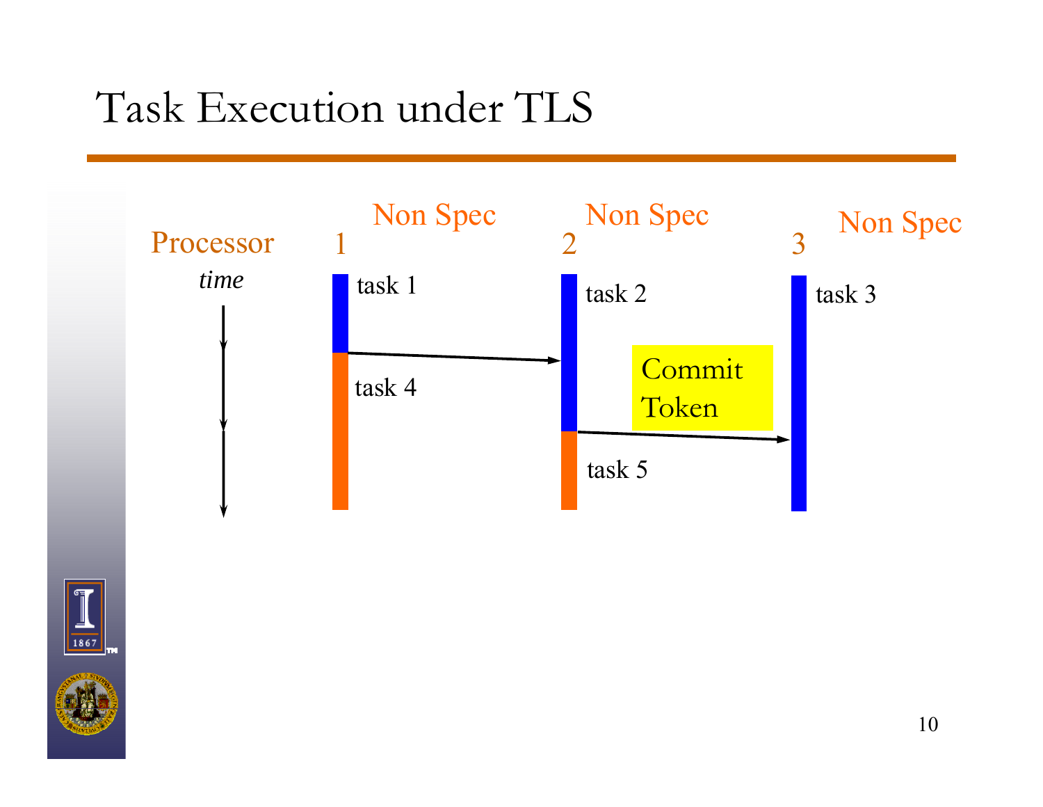# Task Execution under TLS

Processor

*time*

1 Non Spec

task 1

task 4

2 Non Spec

task 2

task 5

3 Non Spec

task 3

Commit Token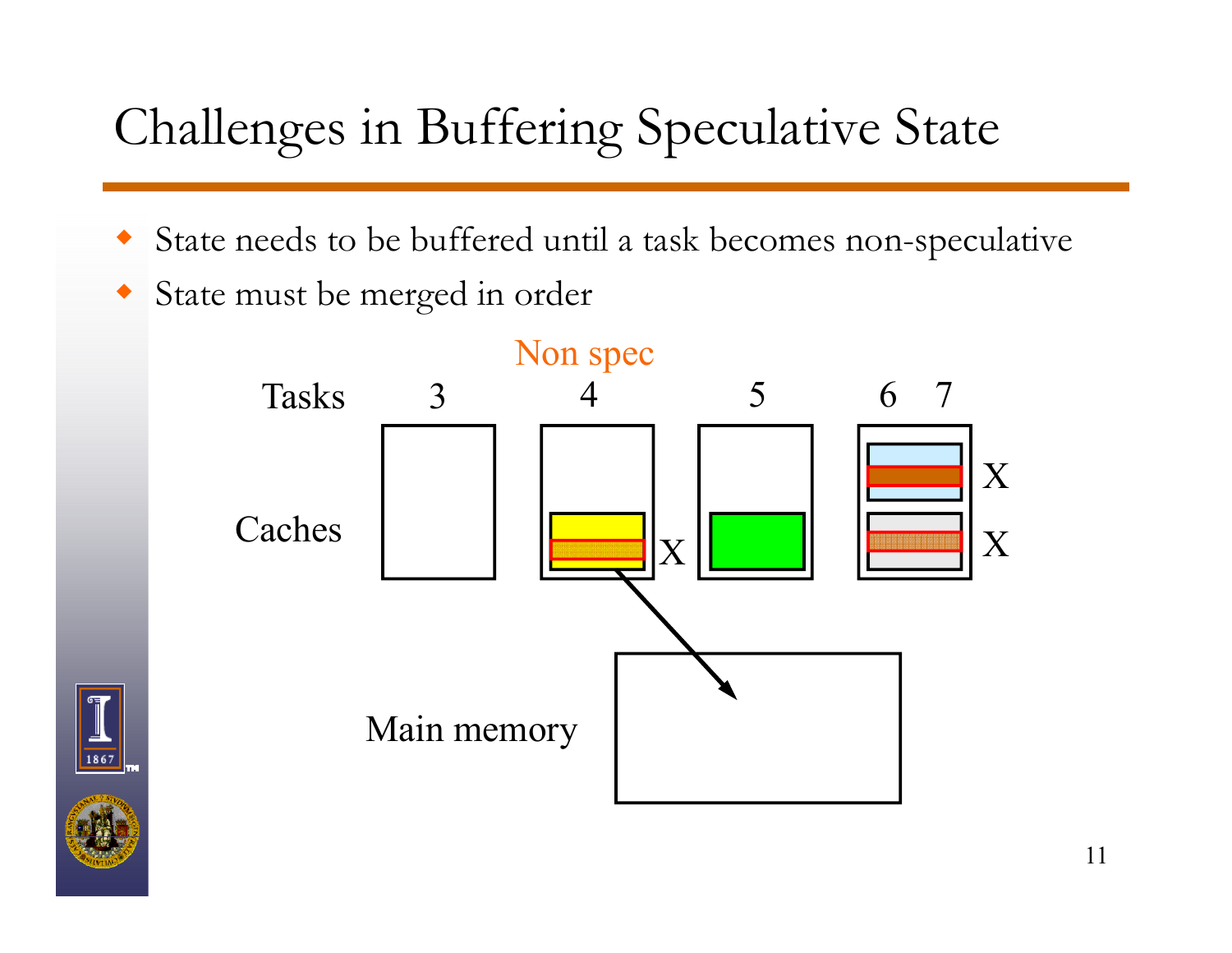# Challenges in Buffering Speculative State

- State needs to be buffered until a task becomes non-speculative
- State must be merged in order

Non spec

Tasks 3 4 5 6 7

Caches

X

X

X

Main memory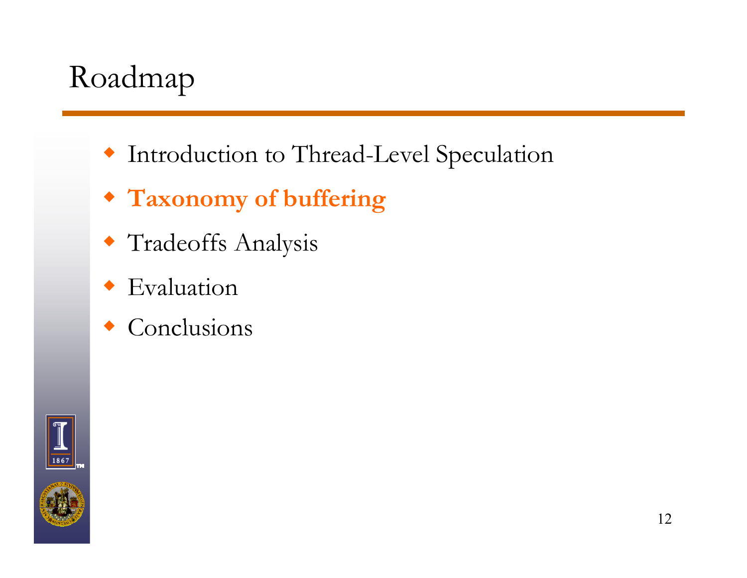# Roadmap

- Introduction to Thread-Level Speculation
- **Taxonomy of buffering**
- Tradeoffs Analysis
- Evaluation
- Conclusions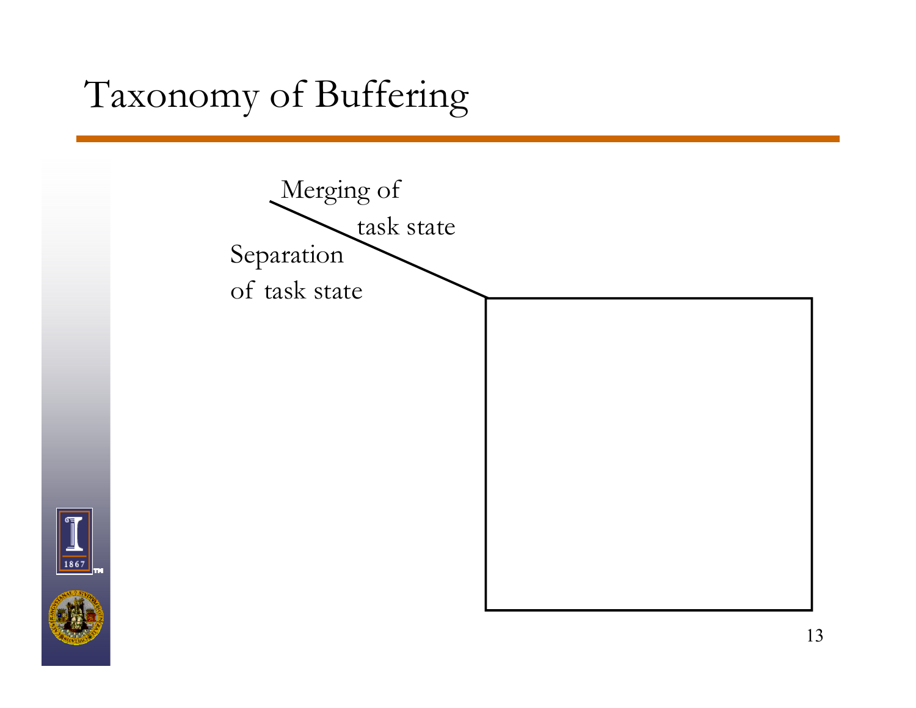# Taxonomy of Buffering

Merging of task state

Separation of task state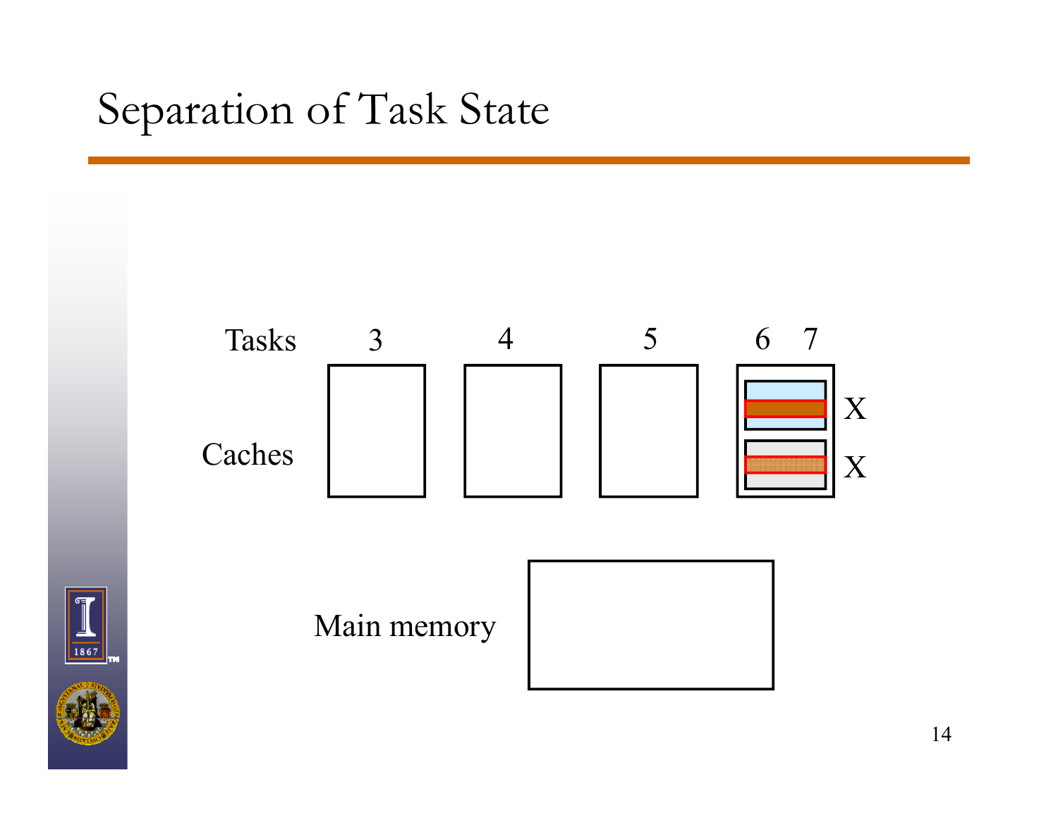# Separation of Task State

Tasks 3 4 5 6 7

Caches

X

X

Main memory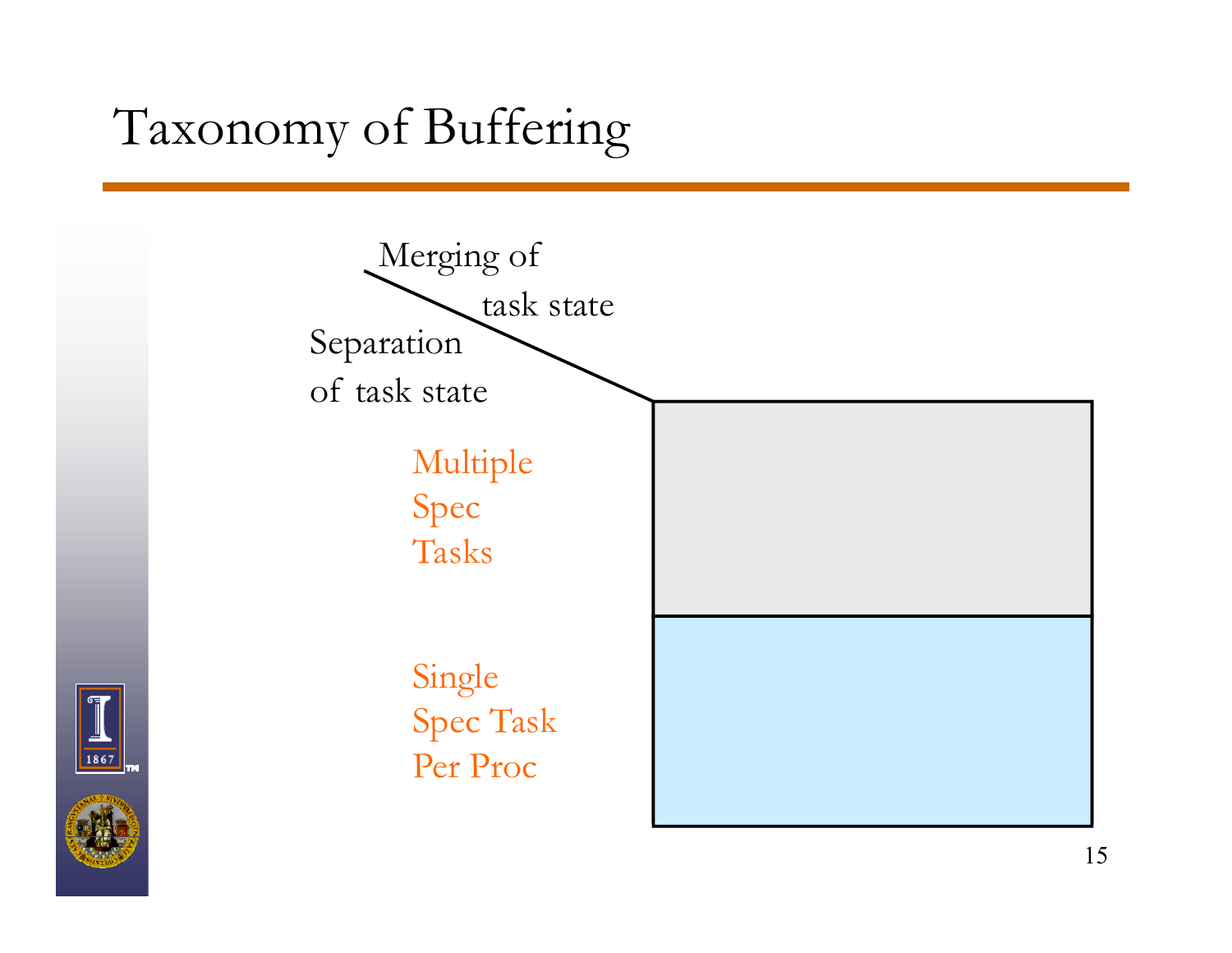# Taxonomy of Buffering

Merging of task state

Separation of task state

Multiple Spec Tasks

Single Spec Task Per Proc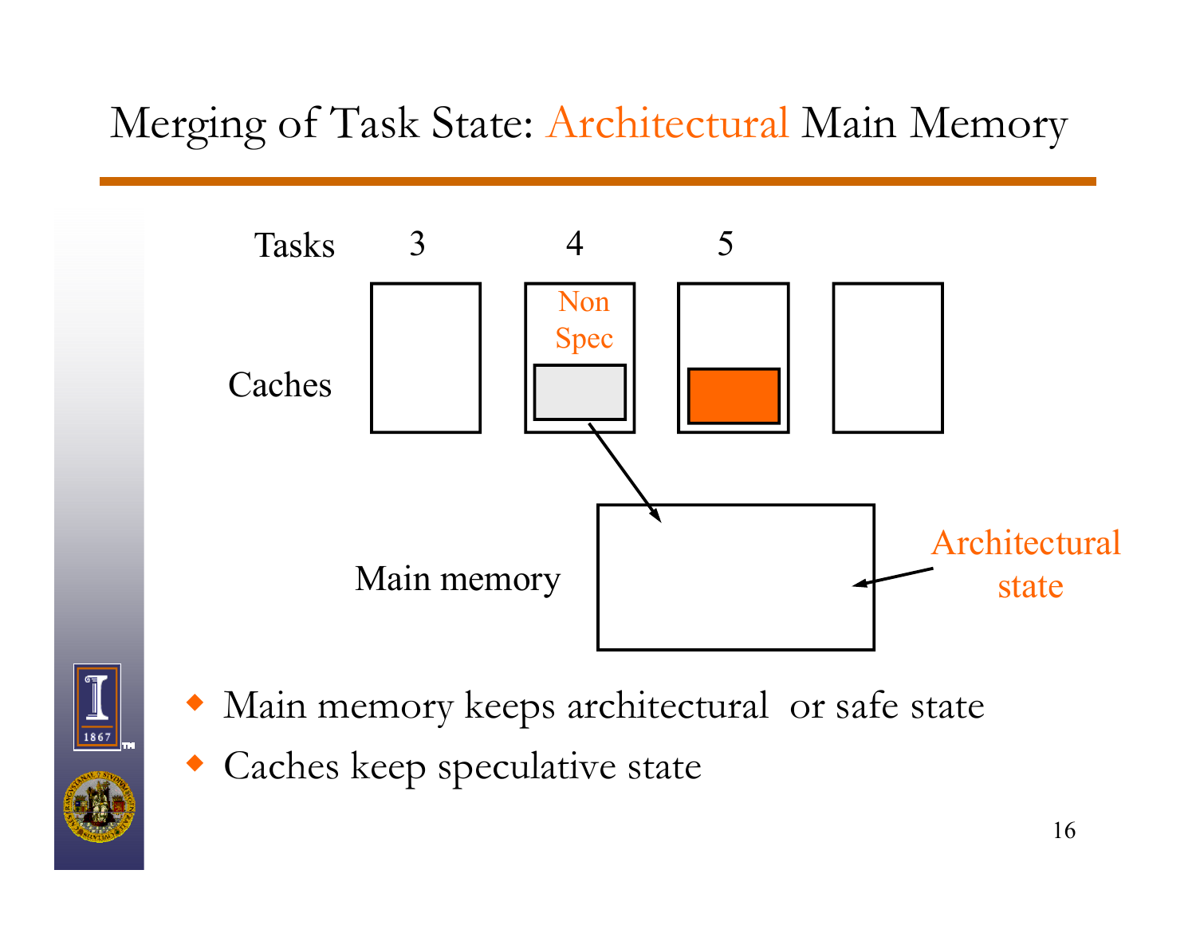# Merging of Task State: Architectural Main Memory

Tasks 3 4 5

Caches

Non Spec

Main memory

Architectural state

- Main memory keeps architectural or safe state
- Caches keep speculative state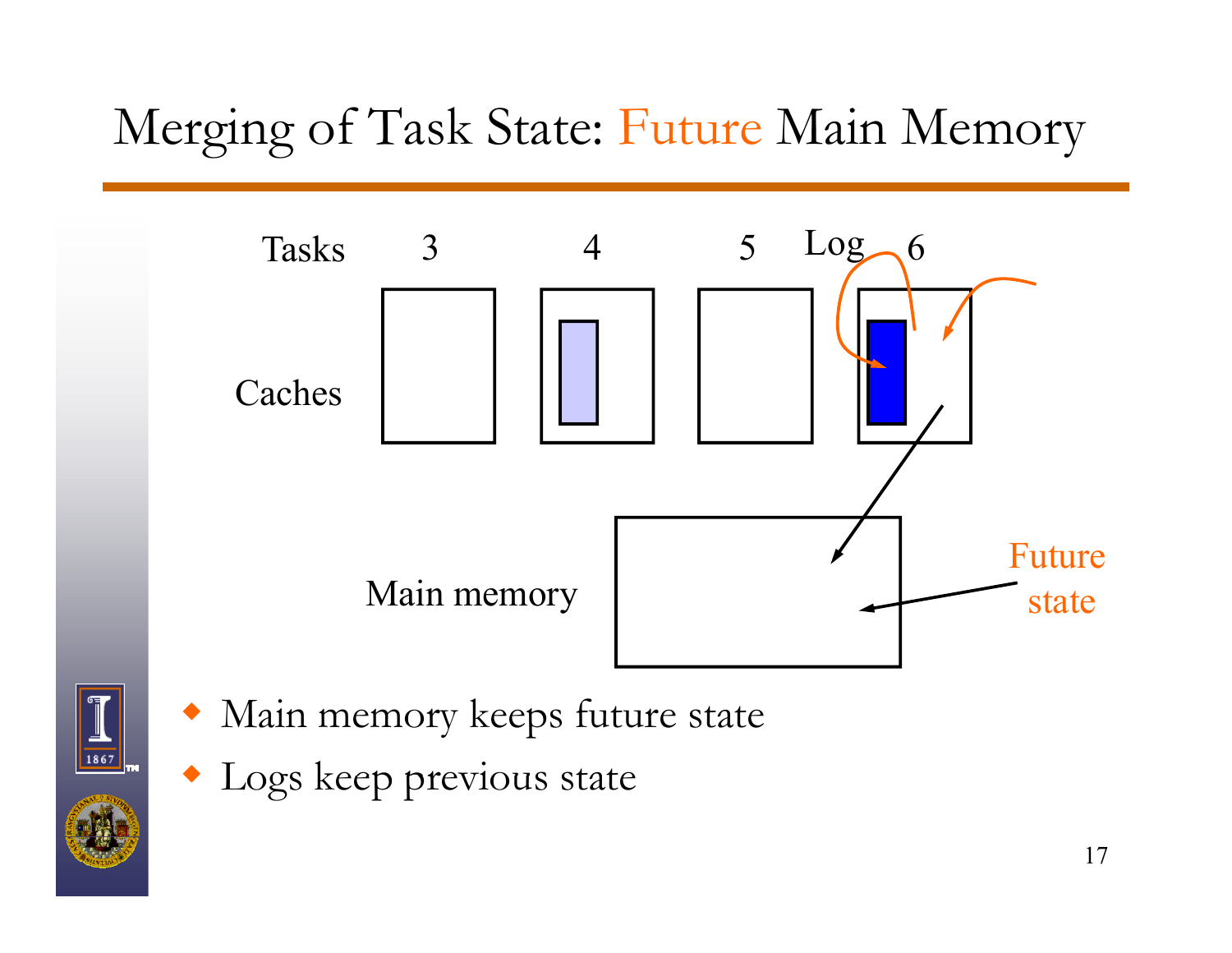# Merging of Task State: Future Main Memory

Tasks 3 4 5 Log 6

Caches

Main memory

Future state

- Main memory keeps future state
- Logs keep previous state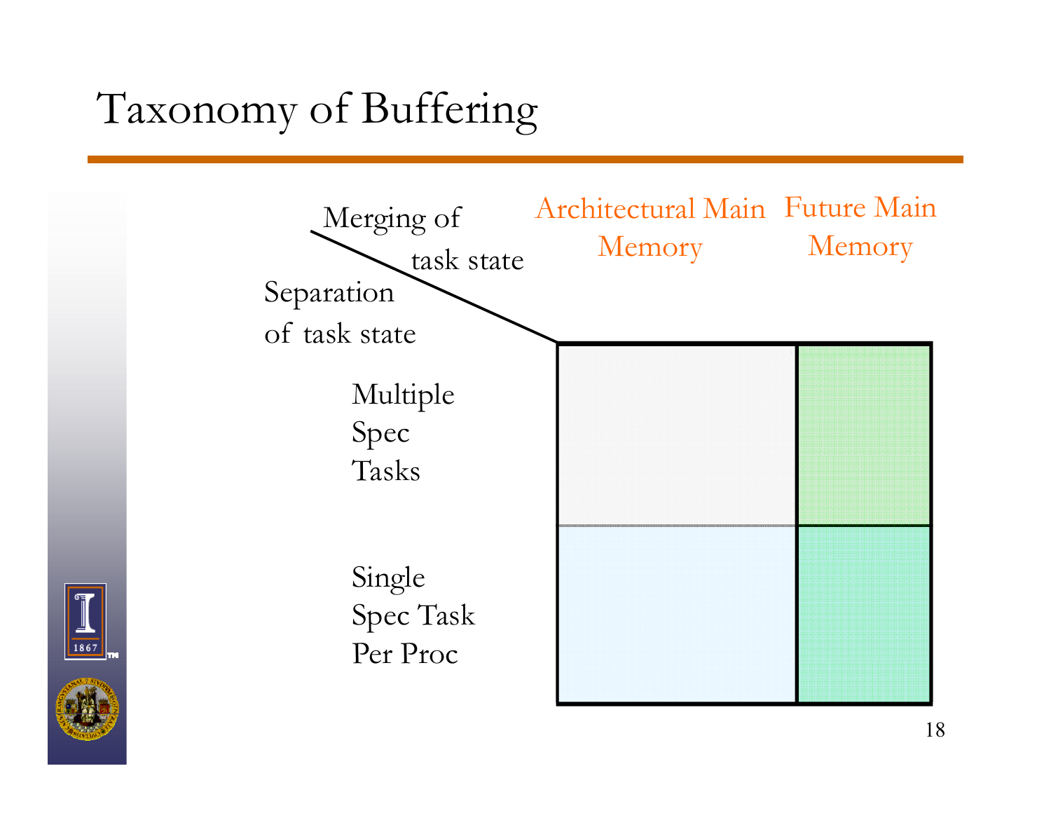# Taxonomy of Buffering

| Separation of task state \ Merging of task state | Architectural Main Memory | Future Main Memory |
| --- | --- | --- |
| Multiple Spec Tasks | | |
| Single Spec Task Per Proc | | |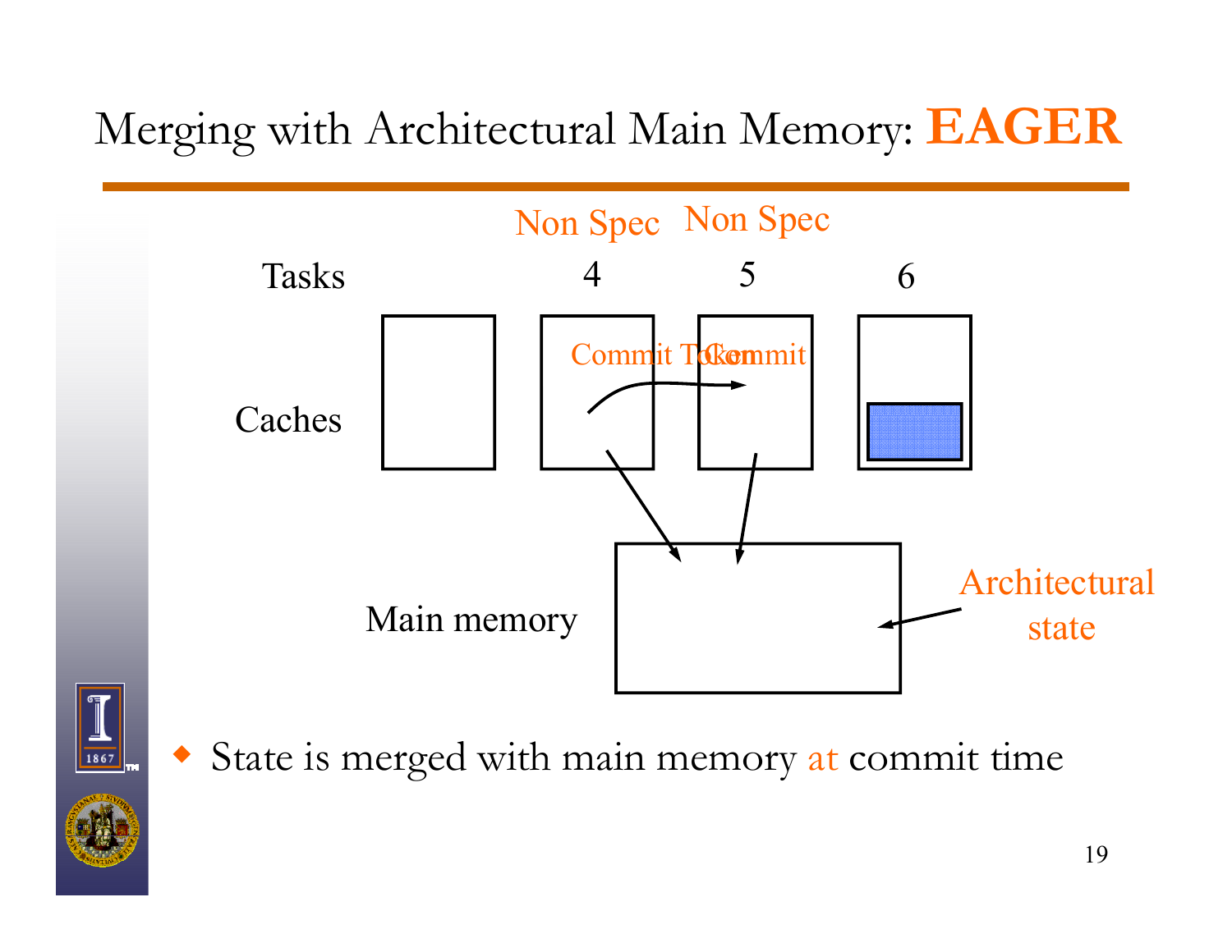# Merging with Architectural Main Memory: **EAGER**

Non Spec Non Spec

Tasks 4 5 6

Caches

Commit Token Commit

Main memory

Architectural state

- State is merged with main memory at commit time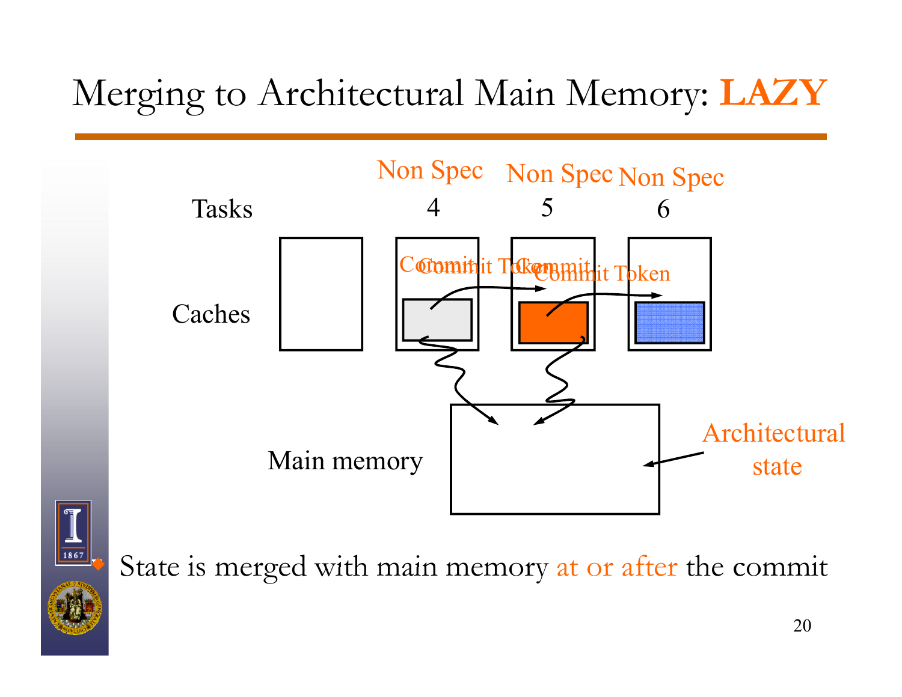# Merging to Architectural Main Memory: **LAZY**

Tasks: 4, 5, 6 — Non Spec, Non Spec, Non Spec

Caches — Commit Token, Commit Token

Main memory — Architectural state

- State is merged with main memory at or after the commit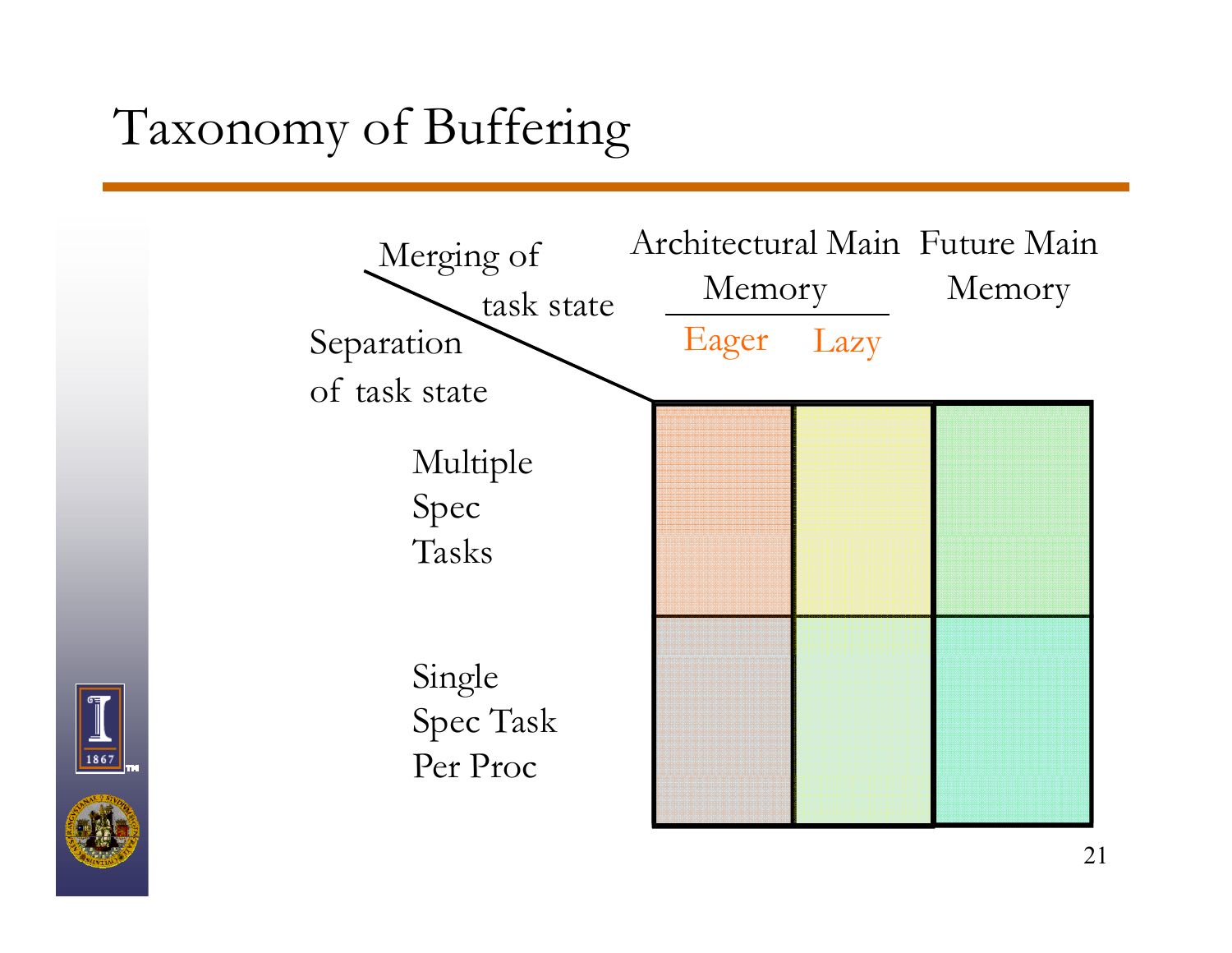# Taxonomy of Buffering

| Separation of task state \ Merging of task state | Architectural Main Memory: Eager | Architectural Main Memory: Lazy | Future Main Memory |
|---|---|---|---|
| Multiple Spec Tasks | | | |
| Single Spec Task Per Proc | | | |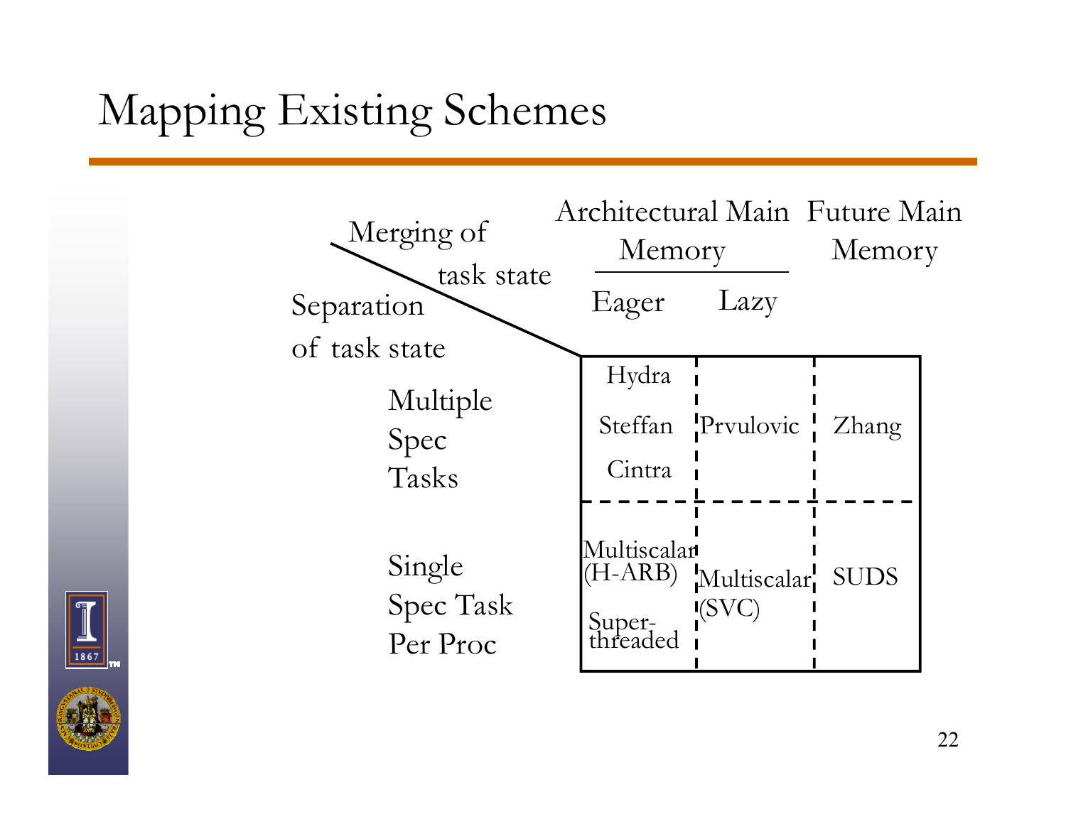# Mapping Existing Schemes

| Separation of task state \ Merging of task state | Architectural Main Memory: Eager | Architectural Main Memory: Lazy | Future Main Memory |
| --- | --- | --- | --- |
| Multiple Spec Tasks | Hydra<br>Steffan<br>Cintra | Prvulovic | Zhang |
| Single Spec Task Per Proc | Multiscalar (H-ARB)<br>Super-threaded | Multiscalar (SVC) | SUDS |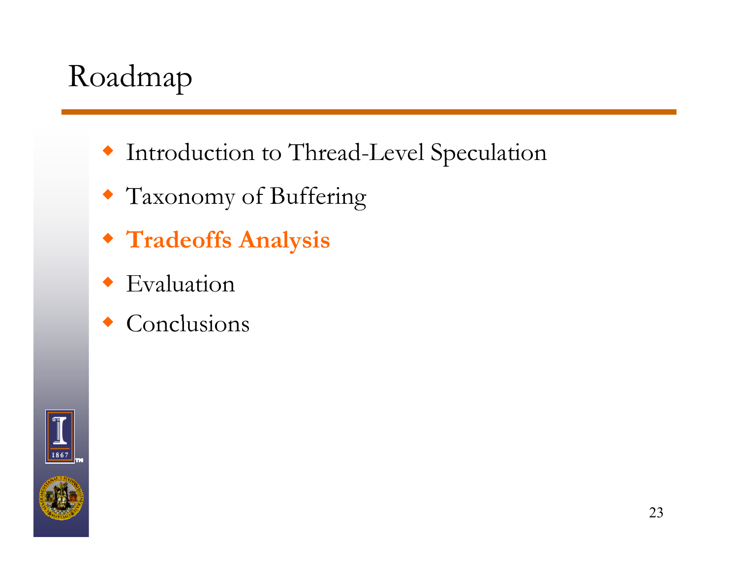# Roadmap

- Introduction to Thread-Level Speculation
- Taxonomy of Buffering
- **Tradeoffs Analysis**
- Evaluation
- Conclusions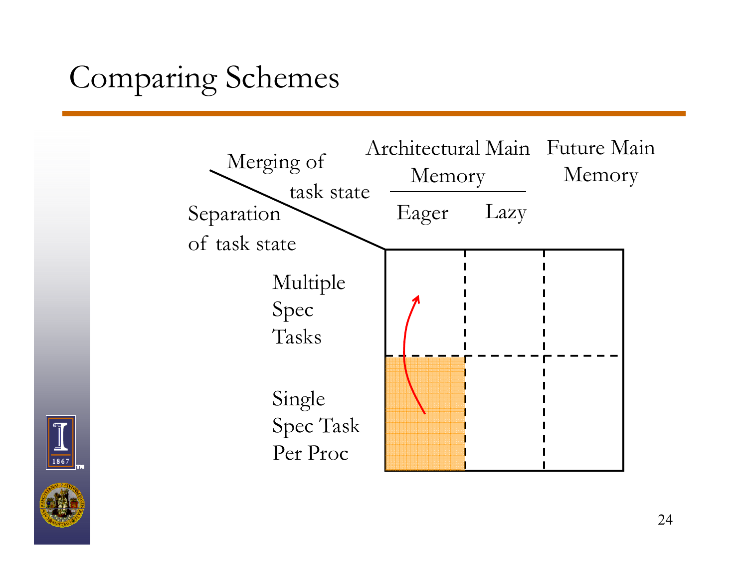# Comparing Schemes

| Separation of task state \ Merging of task state | Architectural Main Memory: Eager | Architectural Main Memory: Lazy | Future Main Memory |
|---|---|---|---|
| Multiple Spec Tasks | | | |
| Single Spec Task Per Proc | | | |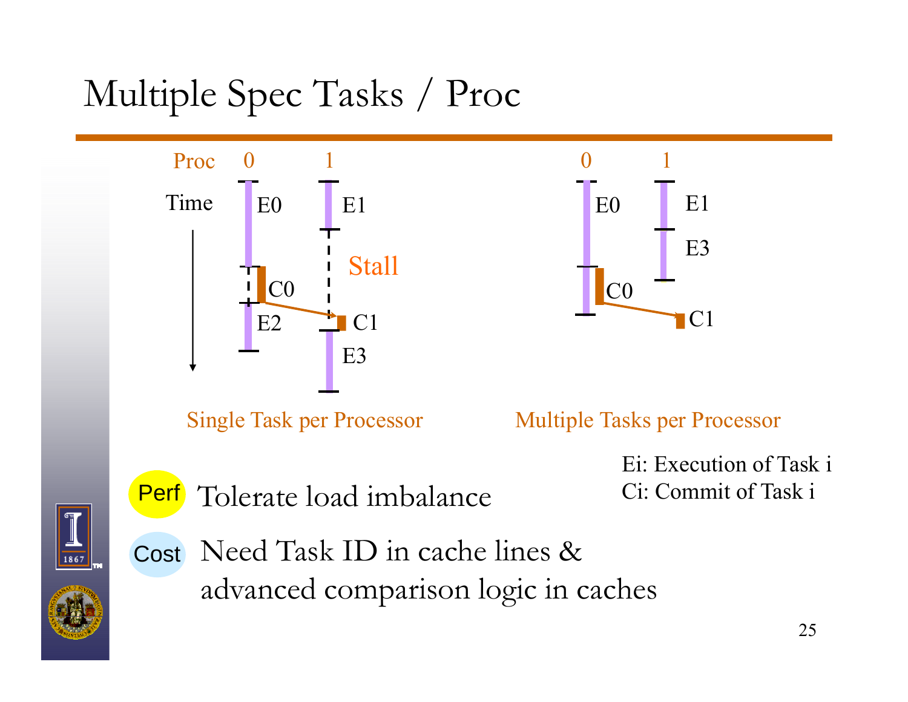# Multiple Spec Tasks / Proc

Proc 0 1

Time

E0 E1

Stall

C0

E2 C1

E3

Single Task per Processor

0 1

E0 E1

E3

C0

C1

Multiple Tasks per Processor

Ei: Execution of Task i
Ci: Commit of Task i

Perf Tolerate load imbalance

Cost Need Task ID in cache lines & advanced comparison logic in caches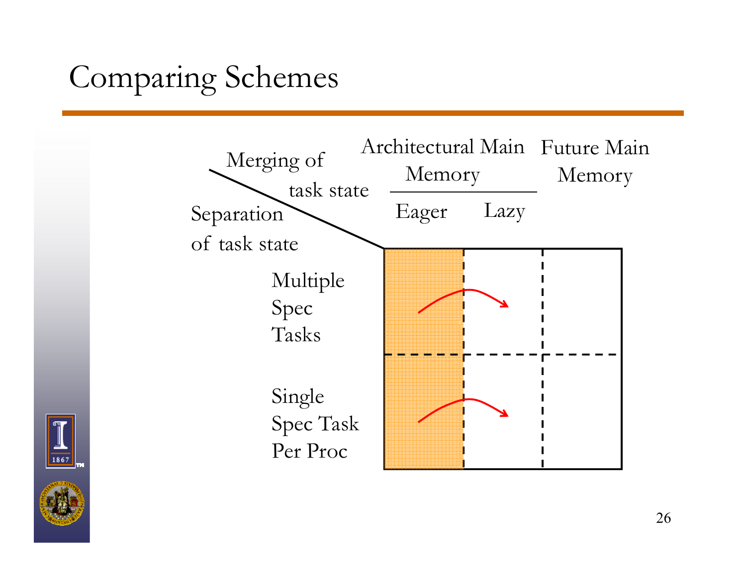# Comparing Schemes

| Separation of task state \ Merging of task state | Architectural Main Memory: Eager | Architectural Main Memory: Lazy | Future Main Memory |
|---|---|---|---|
| Multiple Spec Tasks | | | |
| Single Spec Task Per Proc | | | |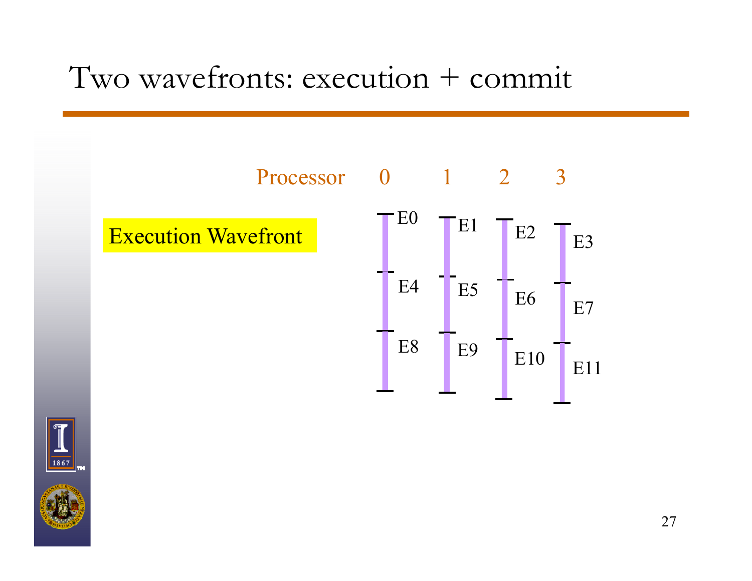# Two wavefronts: execution + commit

Execution Wavefront

| Processor | 0 | 1 | 2 | 3 |
|---|---|---|---|---|
| | E0 | E1 | E2 | E3 |
| | E4 | E5 | E6 | E7 |
| | E8 | E9 | E10 | E11 |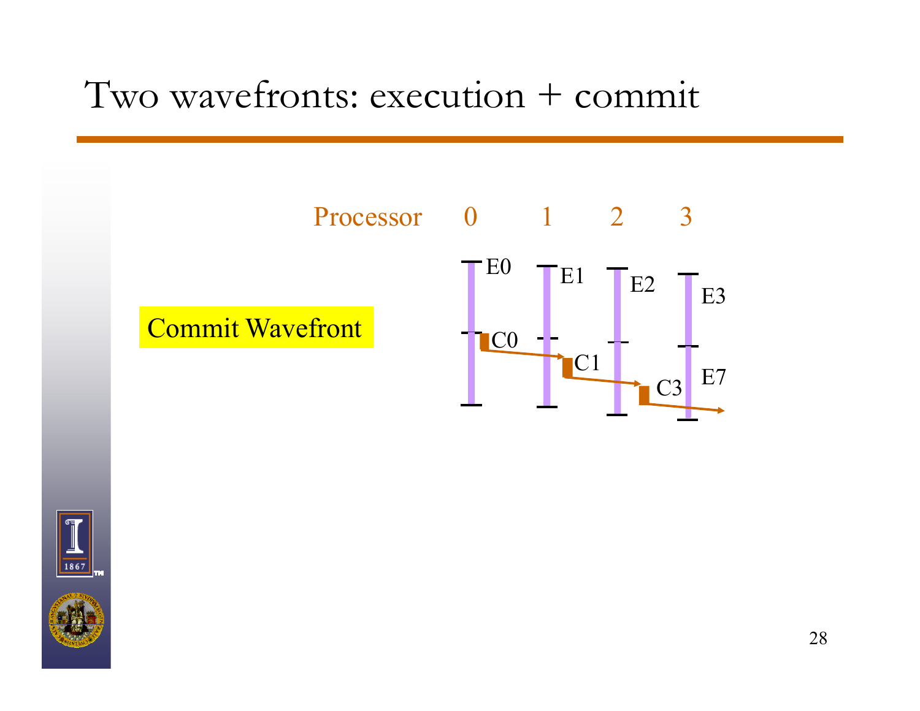# Two wavefronts: execution + commit

Commit Wavefront

Processor 0 1 2 3

E0 E1 E2 E3

C0 C1 C3 E7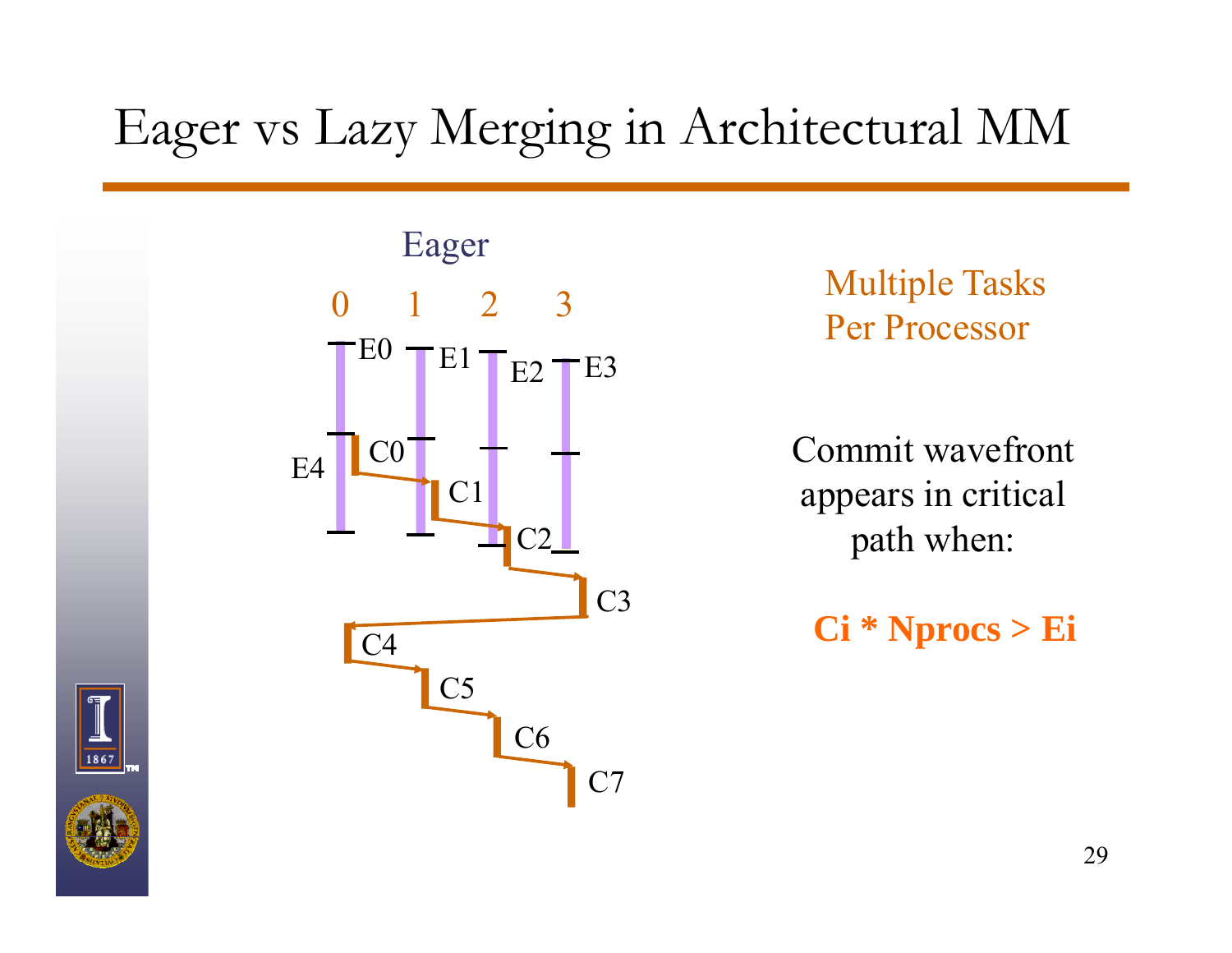# Eager vs Lazy Merging in Architectural MM

Eager

0 1 2 3

E0 E1 E2 E3

E4

C0 C1 C2 C3 C4 C5 C6 C7

Multiple Tasks Per Processor

Commit wavefront appears in critical path when:

**Ci * Nprocs > Ei**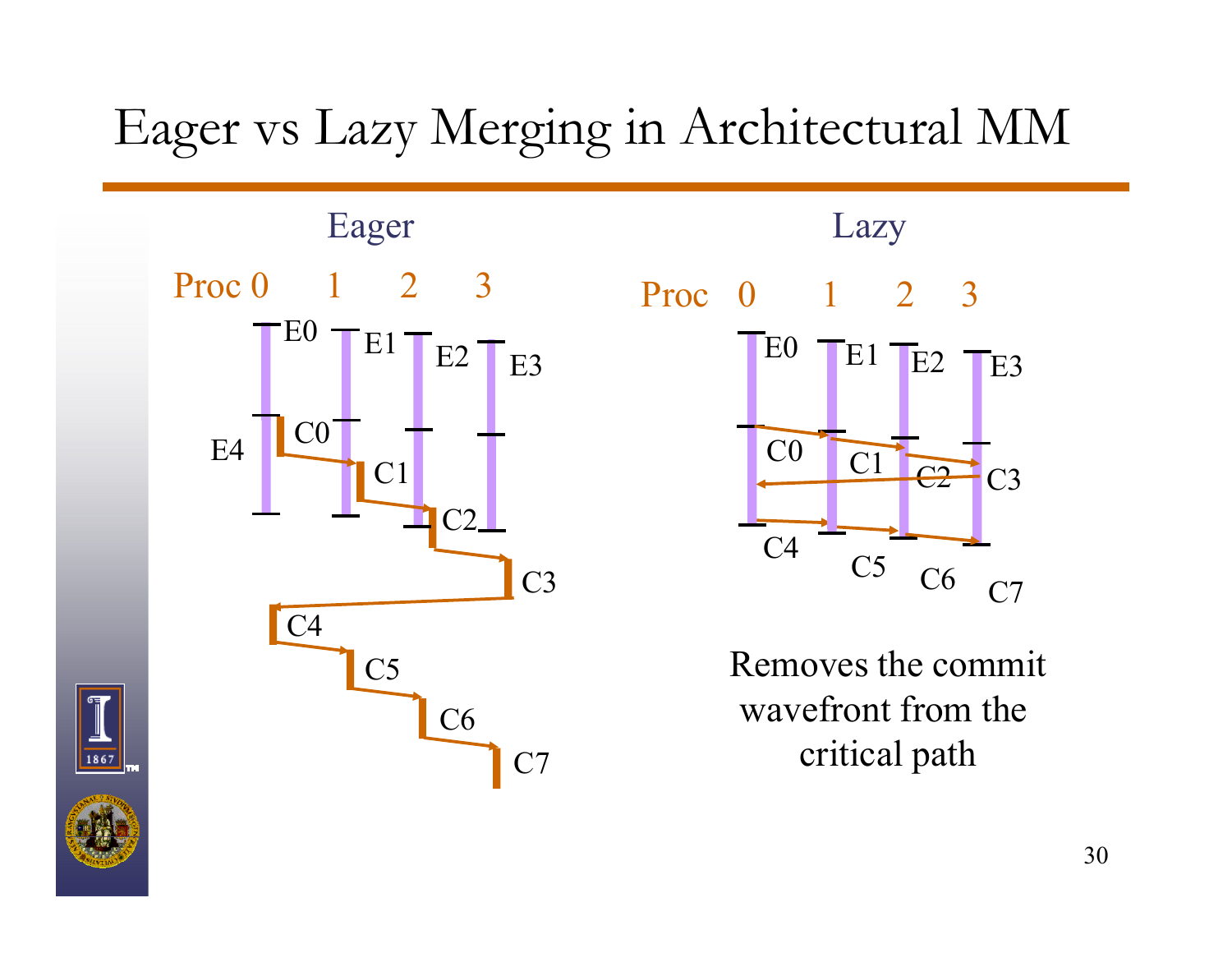# Eager vs Lazy Merging in Architectural MM

Eager

Proc 0 1 2 3

E0 E1 E2 E3 E4

C0 C1 C2 C3 C4 C5 C6 C7

Lazy

Proc 0 1 2 3

E0 E1 E2 E3

C0 C1 C2 C3 C4 C5 C6 C7

Removes the commit wavefront from the critical path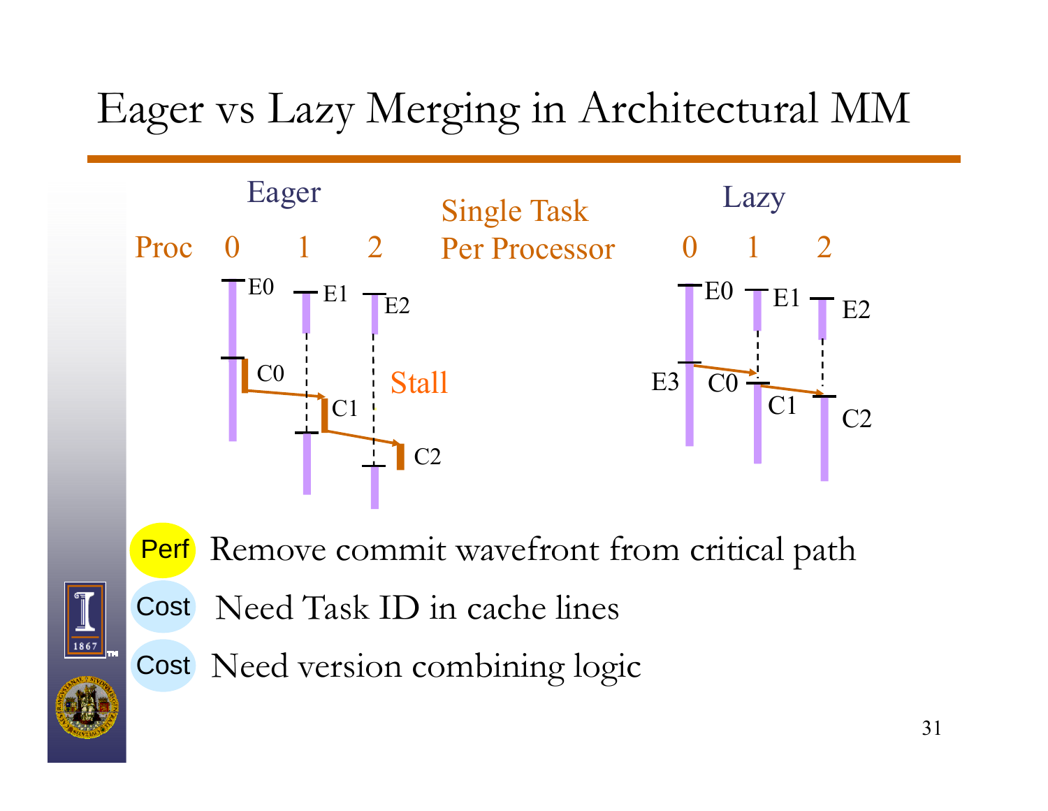# Eager vs Lazy Merging in Architectural MM

Eager

Proc 0 1 2

E0 E1 E2

C0 C1 C2

Stall

Single Task Per Processor

Lazy

0 1 2

E0 E1 E2

E3 C0 C1 C2

- **Perf** Remove commit wavefront from critical path
- **Cost** Need Task ID in cache lines
- **Cost** Need version combining logic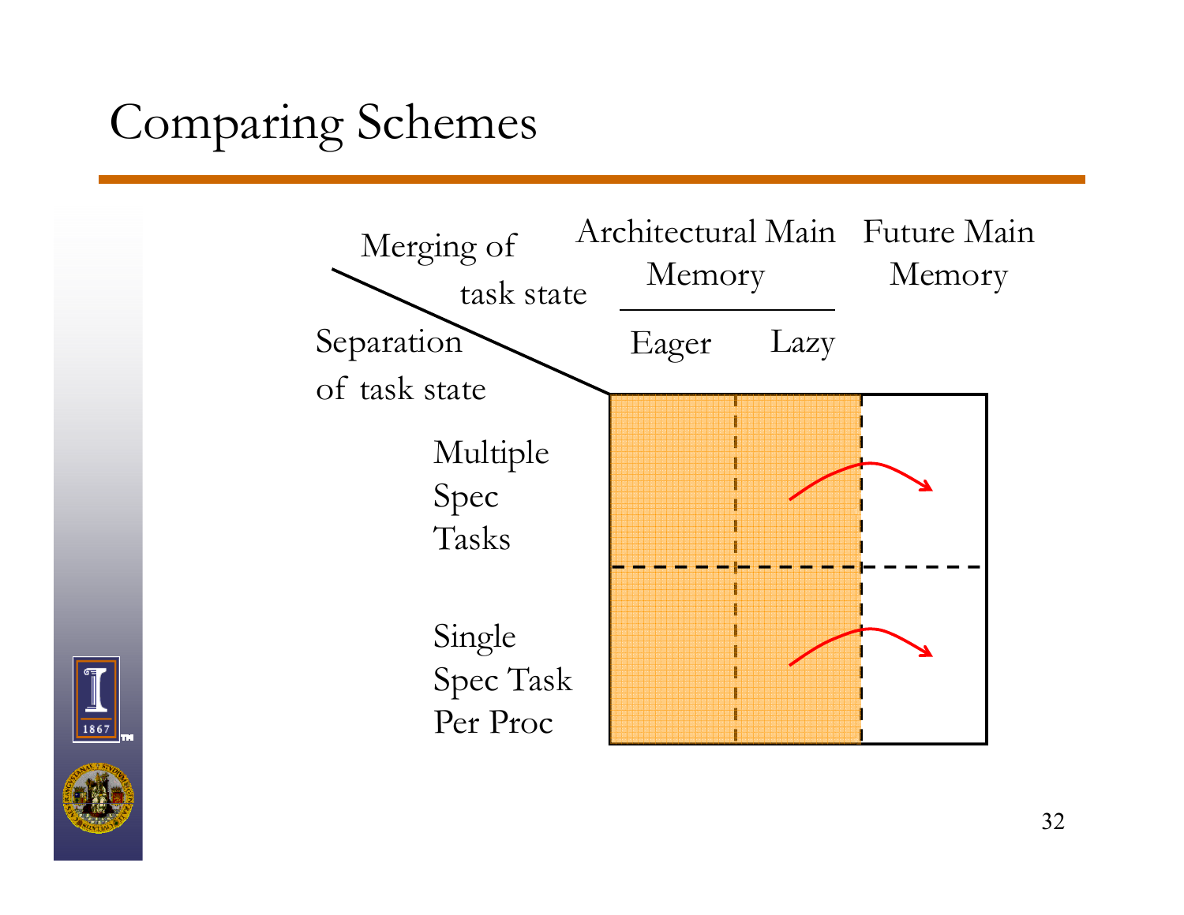# Comparing Schemes

| Separation of task state \ Merging of task state | Architectural Main Memory: Eager | Architectural Main Memory: Lazy | Future Main Memory |
| --- | --- | --- | --- |
| Multiple Spec Tasks | | | |
| Single Spec Task Per Proc | | | |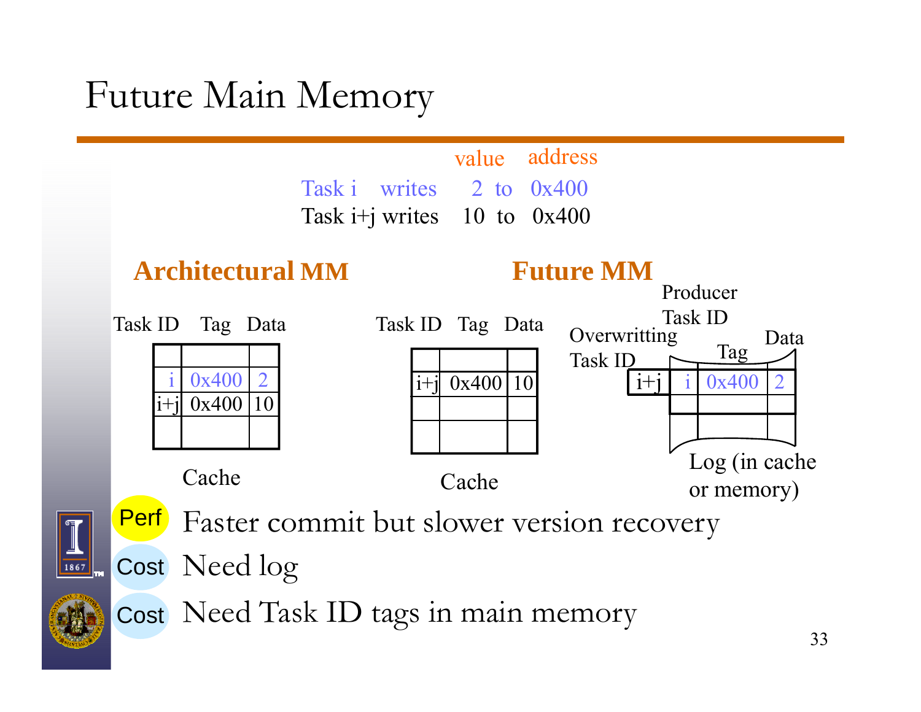# Future Main Memory

| | | value | | address |
|---|---|---|---|---|
| Task i | writes | 2 | to | 0x400 |
| Task i+j | writes | 10 | to | 0x400 |

## Architectural MM

| Task ID | Tag | Data |
|---|---|---|
| | | |
| i | 0x400 | 2 |
| i+j | 0x400 | 10 |
| | | |

Cache

## Future MM

| Task ID | Tag | Data |
|---|---|---|
| | | |
| i+j | 0x400 | 10 |
| | | |
| | | |

Cache

| Overwritting Task ID | Producer Task ID | Tag | Data |
|---|---|---|---|
| i+j | i | 0x400 | 2 |
| | | | |
| | | | |

Log (in cache or memory)

- **Perf** Faster commit but slower version recovery
- **Cost** Need log
- **Cost** Need Task ID tags in main memory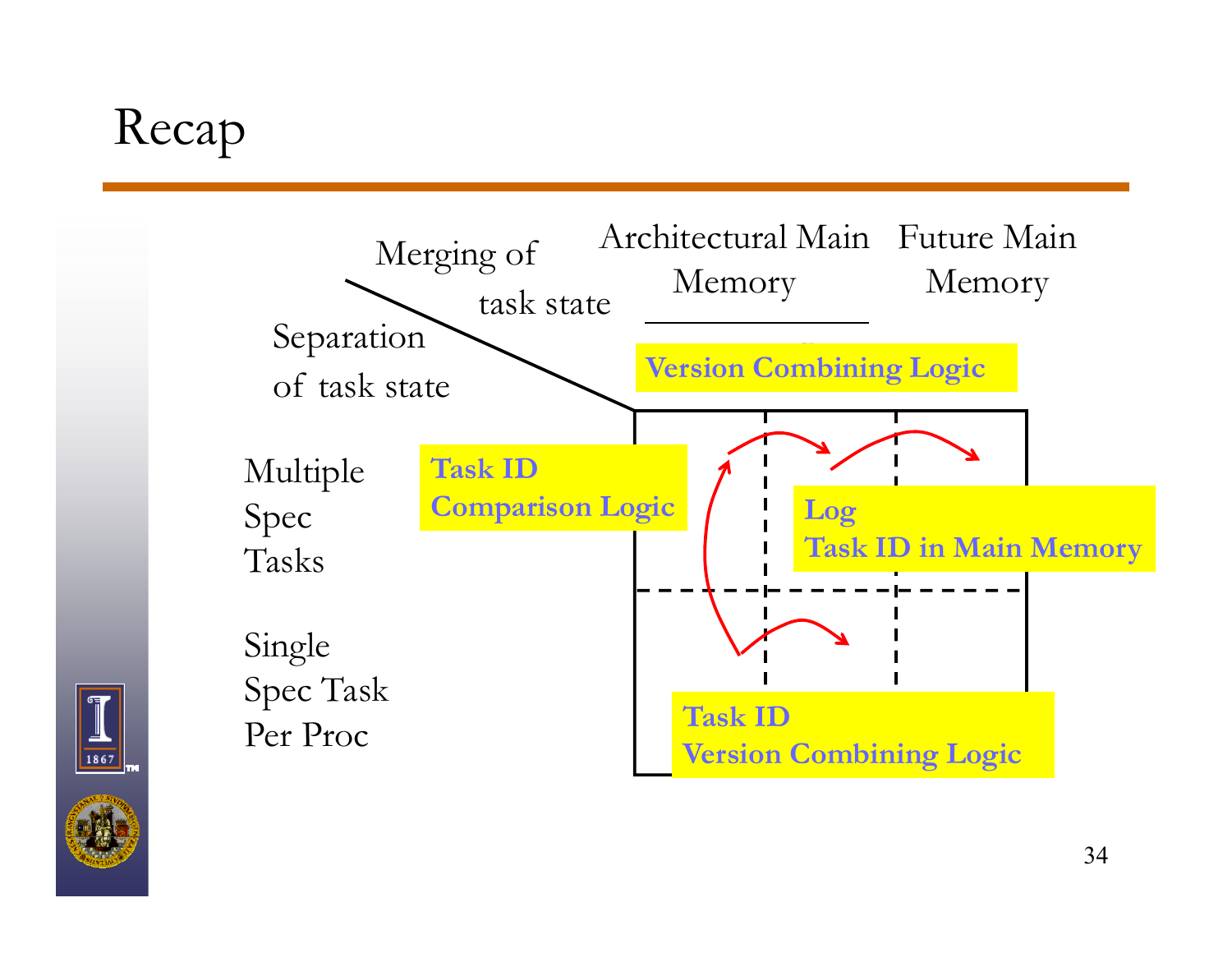# Recap

Merging of task state

Separation of task state

Architectural Main Memory

Future Main Memory

**Version Combining Logic**

Multiple Spec Tasks

Single Spec Task Per Proc

**Task ID Comparison Logic**

**Log Task ID in Main Memory**

**Task ID Version Combining Logic**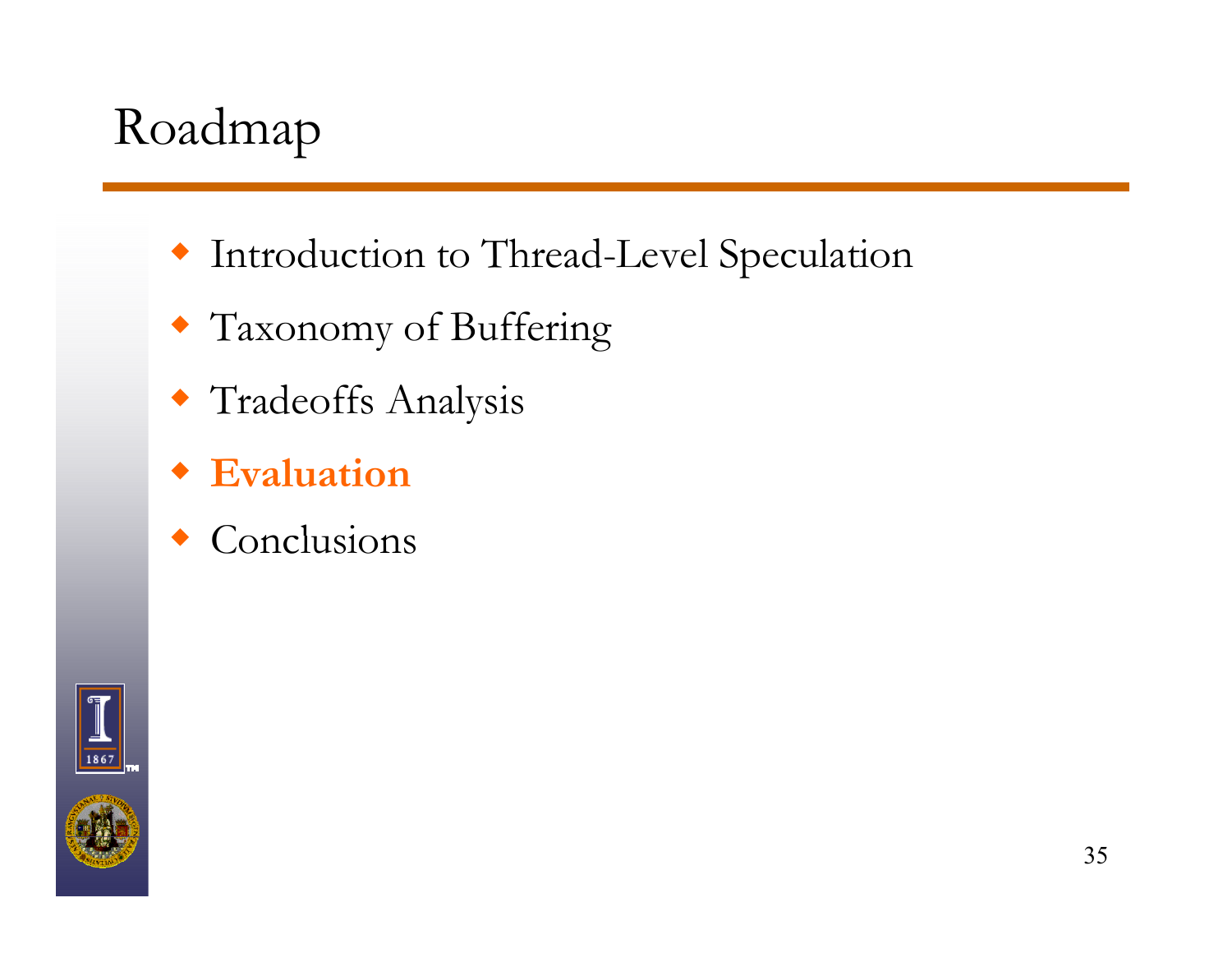# Roadmap

- Introduction to Thread-Level Speculation
- Taxonomy of Buffering
- Tradeoffs Analysis
- **Evaluation**
- Conclusions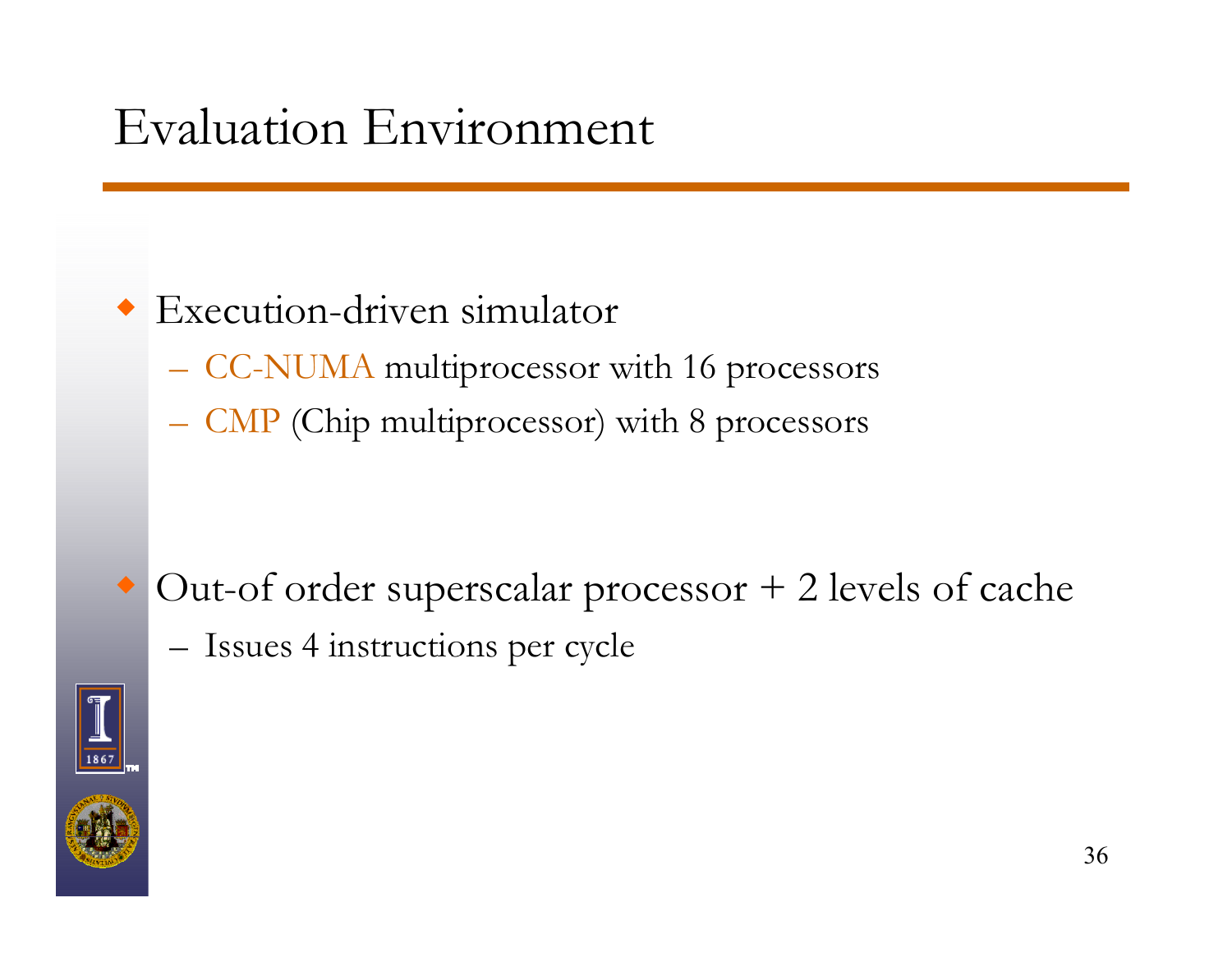# Evaluation Environment

- Execution-driven simulator
  - CC-NUMA multiprocessor with 16 processors
  - CMP (Chip multiprocessor) with 8 processors

- Out-of order superscalar processor + 2 levels of cache
  - Issues 4 instructions per cycle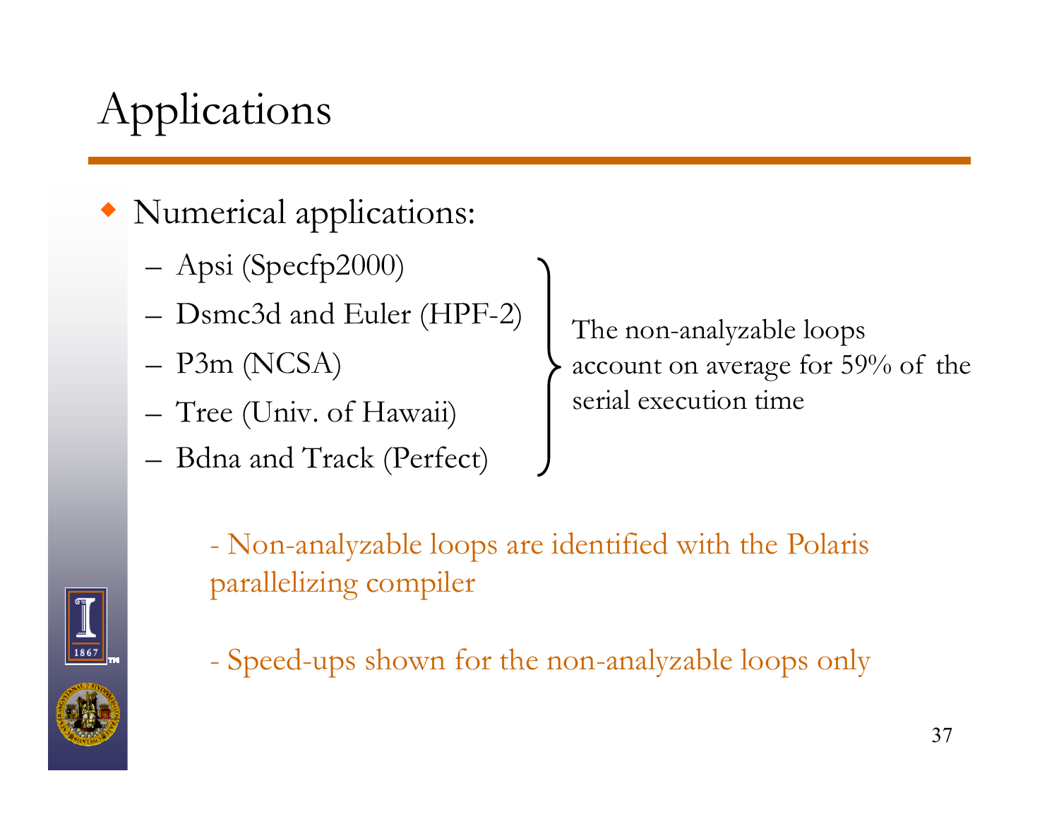# Applications

- Numerical applications:
  - Apsi (Specfp2000)
  - Dsmc3d and Euler (HPF-2)
  - P3m (NCSA)
  - Tree (Univ. of Hawaii)
  - Bdna and Track (Perfect)

The non-analyzable loops account on average for 59% of the serial execution time

- Non-analyzable loops are identified with the Polaris parallelizing compiler

- Speed-ups shown for the non-analyzable loops only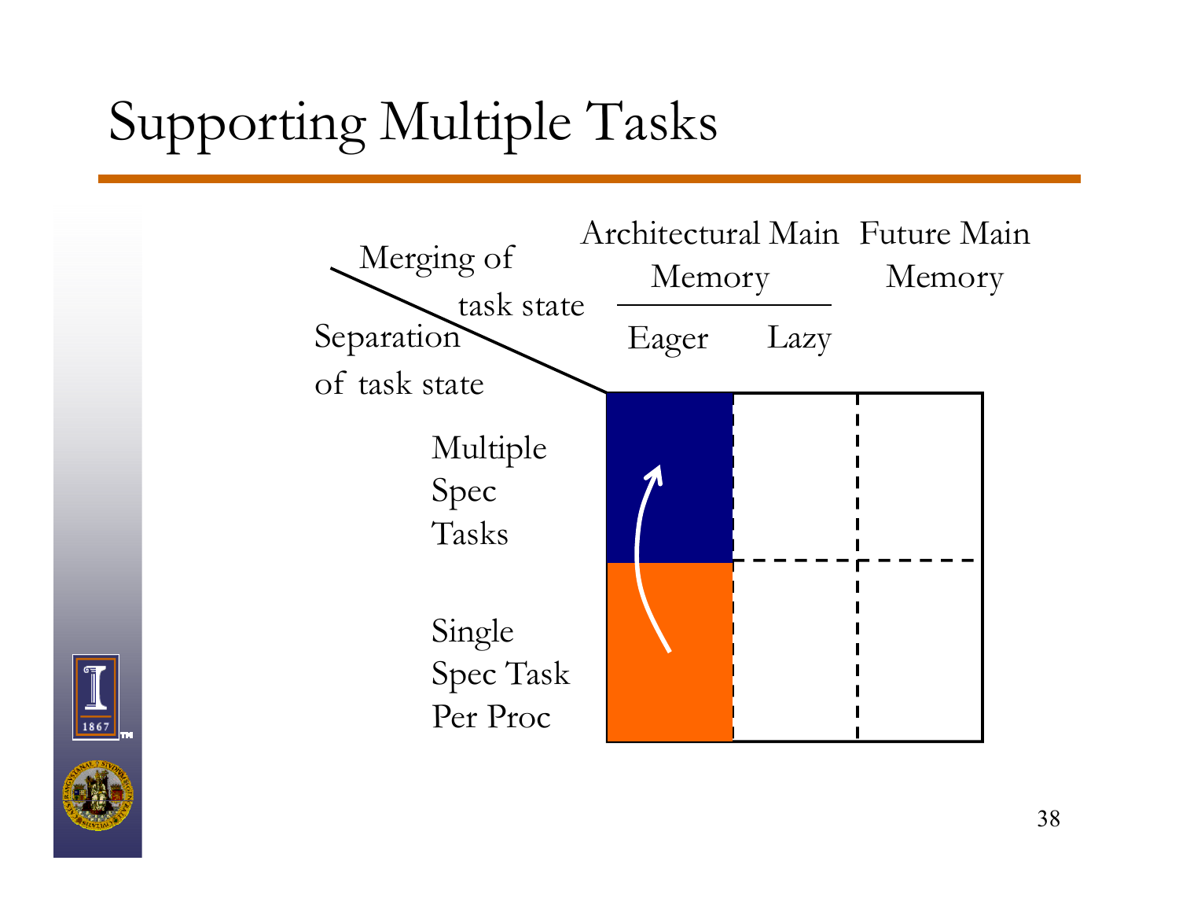# Supporting Multiple Tasks

| Separation of task state \ Merging of task state | Architectural Main Memory: Eager | Architectural Main Memory: Lazy | Future Main Memory |
| --- | --- | --- | --- |
| Multiple Spec Tasks | | | |
| Single Spec Task Per Proc | | | |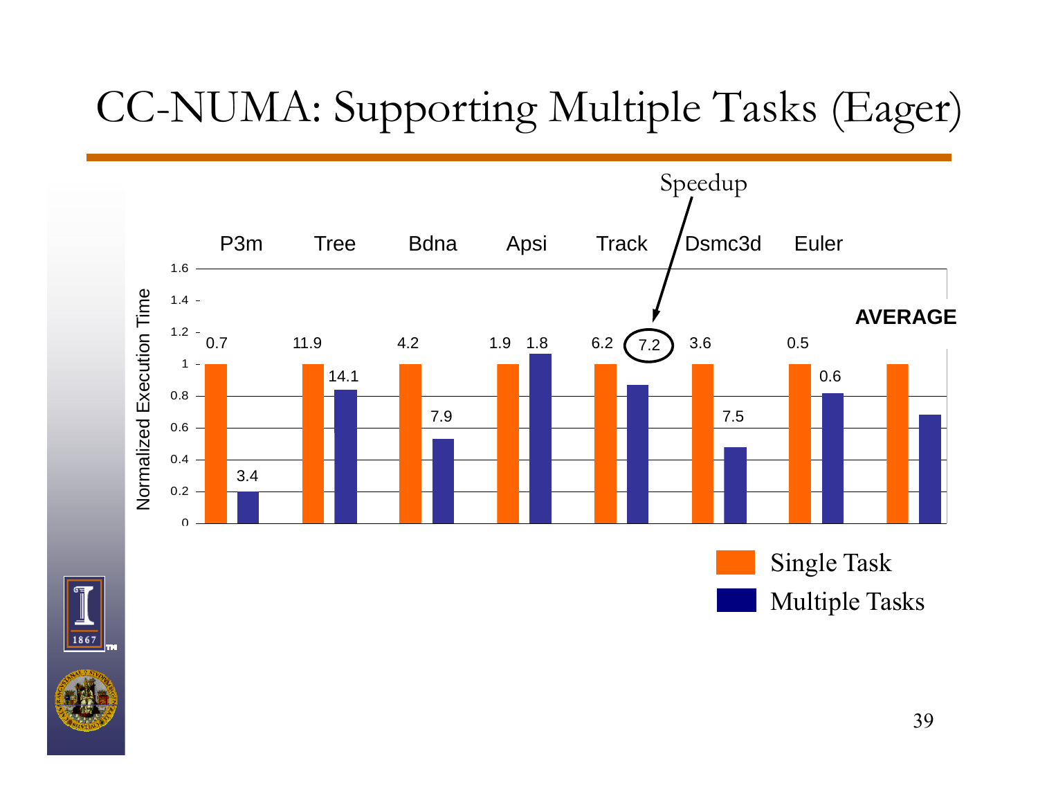# CC-NUMA: Supporting Multiple Tasks (Eager)

Speedup

| | P3m | Tree | Bdna | Apsi | Track | Dsmc3d | Euler | AVERAGE |
|---|---|---|---|---|---|---|---|---|
| Single Task (speedup) | 0.7 | 11.9 | 4.2 | 1.9 | 6.2 | 3.6 | 0.5 | |
| Multiple Tasks (speedup) | 3.4 | 14.1 | 7.9 | 1.8 | 7.2 | 7.5 | 0.6 | |

Normalized Execution Time (0 – 1.6)

Single Task

Multiple Tasks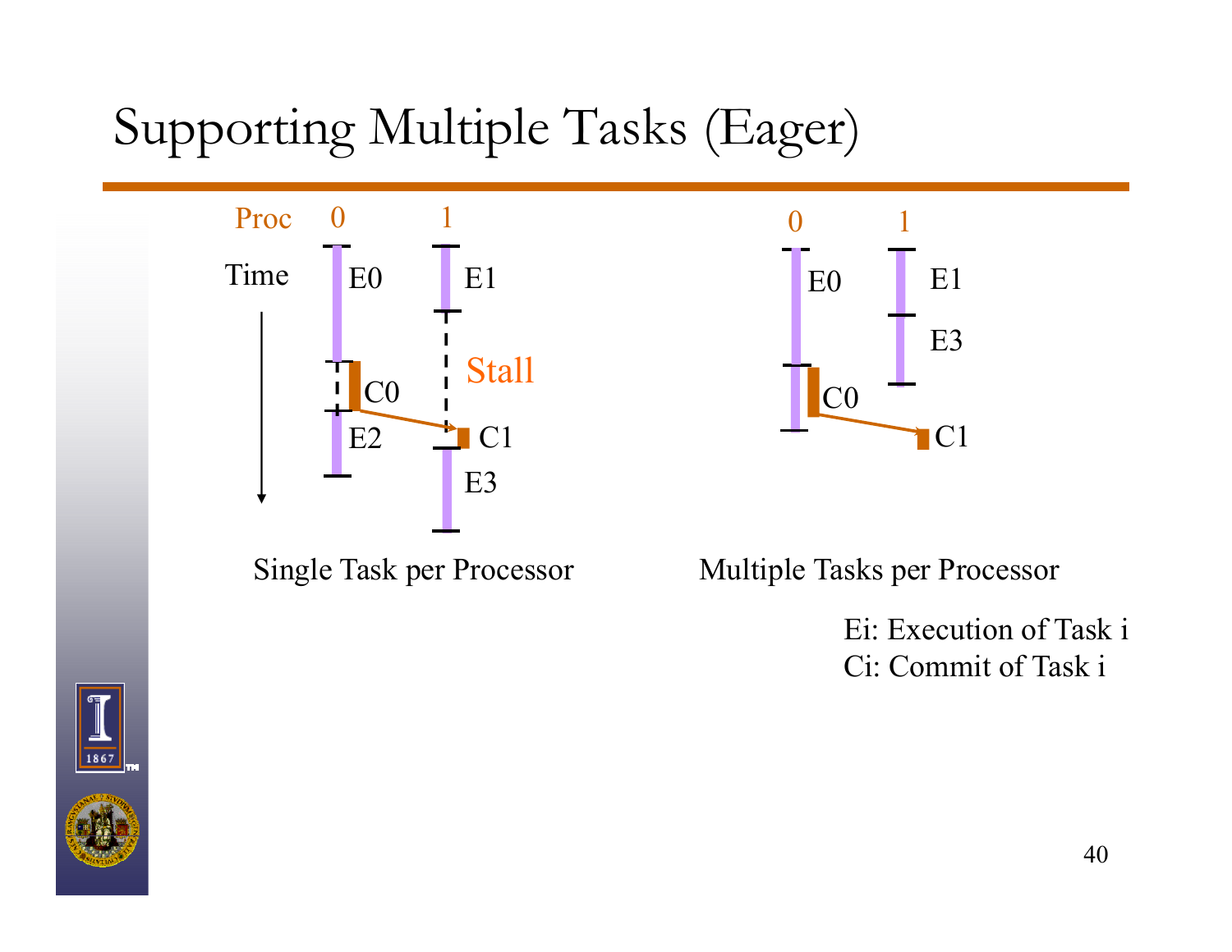# Supporting Multiple Tasks (Eager)

Proc 0 1

Time

E0 E1

Stall

C0

E2 C1

E3

Single Task per Processor

0 1

E0 E1

E3

C0

C1

Multiple Tasks per Processor

Ei: Execution of Task i
Ci: Commit of Task i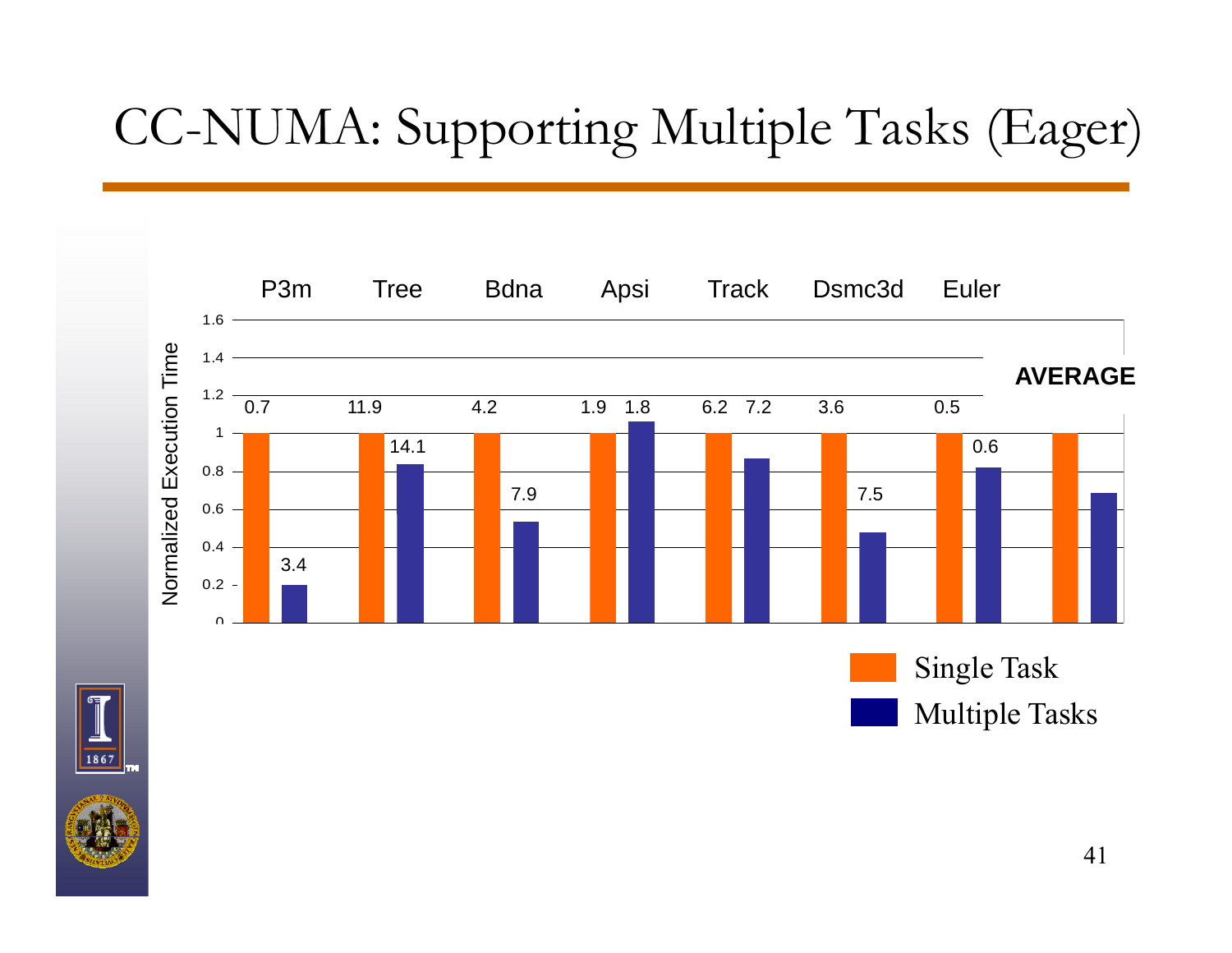# CC-NUMA: Supporting Multiple Tasks (Eager)

Normalized Execution Time

| | P3m | Tree | Bdna | Apsi | Track | Dsmc3d | Euler | AVERAGE |
|---|---|---|---|---|---|---|---|---|
| Single Task | 0.7 | 11.9 | 4.2 | 1.9 | 6.2 | 3.6 | 0.5 | |
| Multiple Tasks | 3.4 | 14.1 | 7.9 | 1.8 | 7.2 | 7.5 | 0.6 | |

Single Task

Multiple Tasks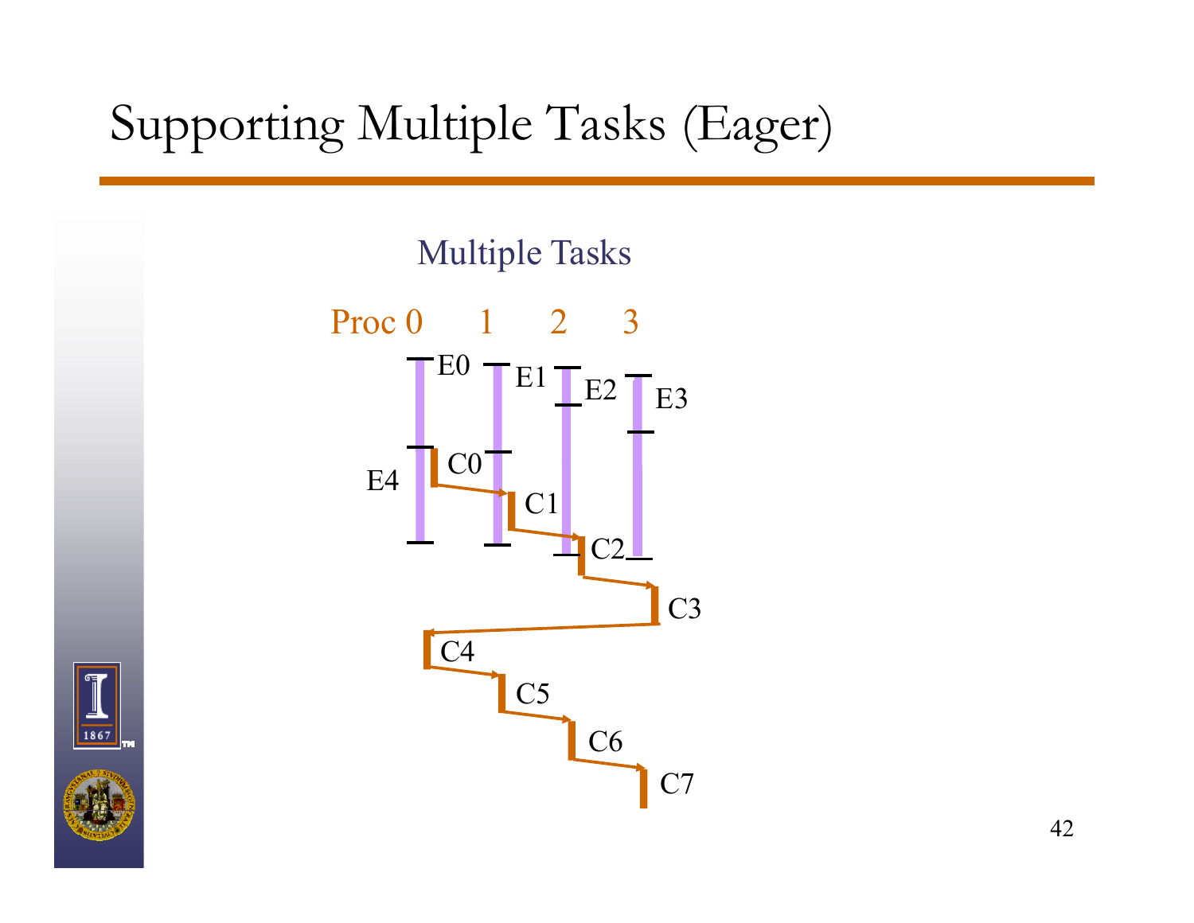# Supporting Multiple Tasks (Eager)

Multiple Tasks

Proc 0 1 2 3

E0 E1 E2 E3

E4

C0 C1 C2 C3 C4 C5 C6 C7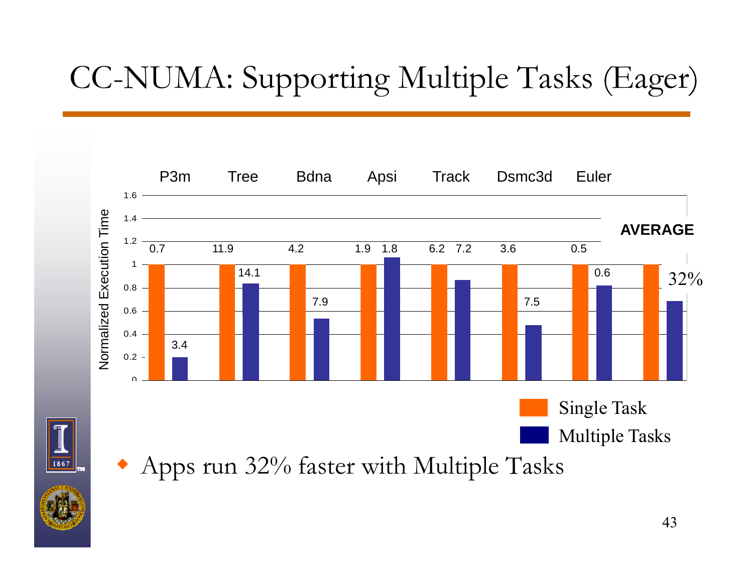# CC-NUMA: Supporting Multiple Tasks (Eager)

| | P3m | Tree | Bdna | Apsi | Track | Dsmc3d | Euler | AVERAGE |
|---|---|---|---|---|---|---|---|---|
| Single Task | 0.7 | 11.9 | 4.2 | 1.9 | 6.2 | 3.6 | 0.5 | |
| Multiple Tasks | 3.4 | 14.1 | 7.9 | 1.8 | 7.2 | 7.5 | 0.6 | 32% |

Normalized Execution Time

- Apps run 32% faster with Multiple Tasks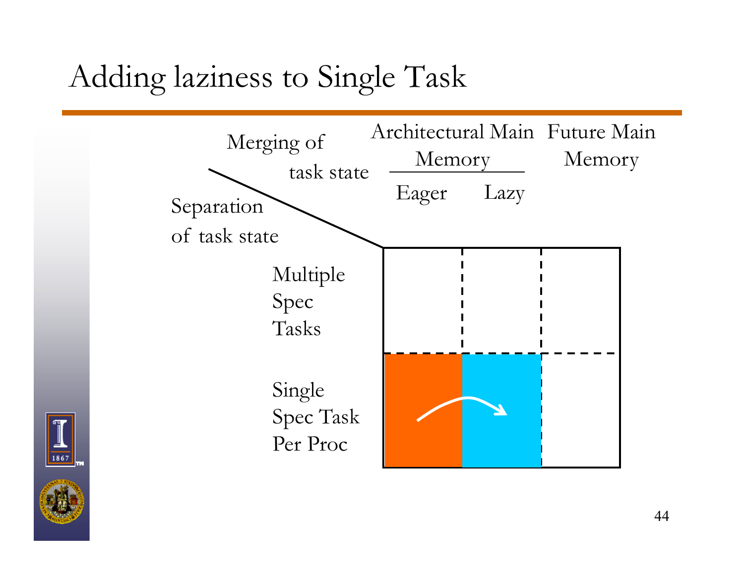# Adding laziness to Single Task

| Separation of task state \ Merging of task state | Architectural Main Memory: Eager | Architectural Main Memory: Lazy | Future Main Memory |
|---|---|---|---|
| Multiple Spec Tasks | | | |
| Single Spec Task Per Proc | | | |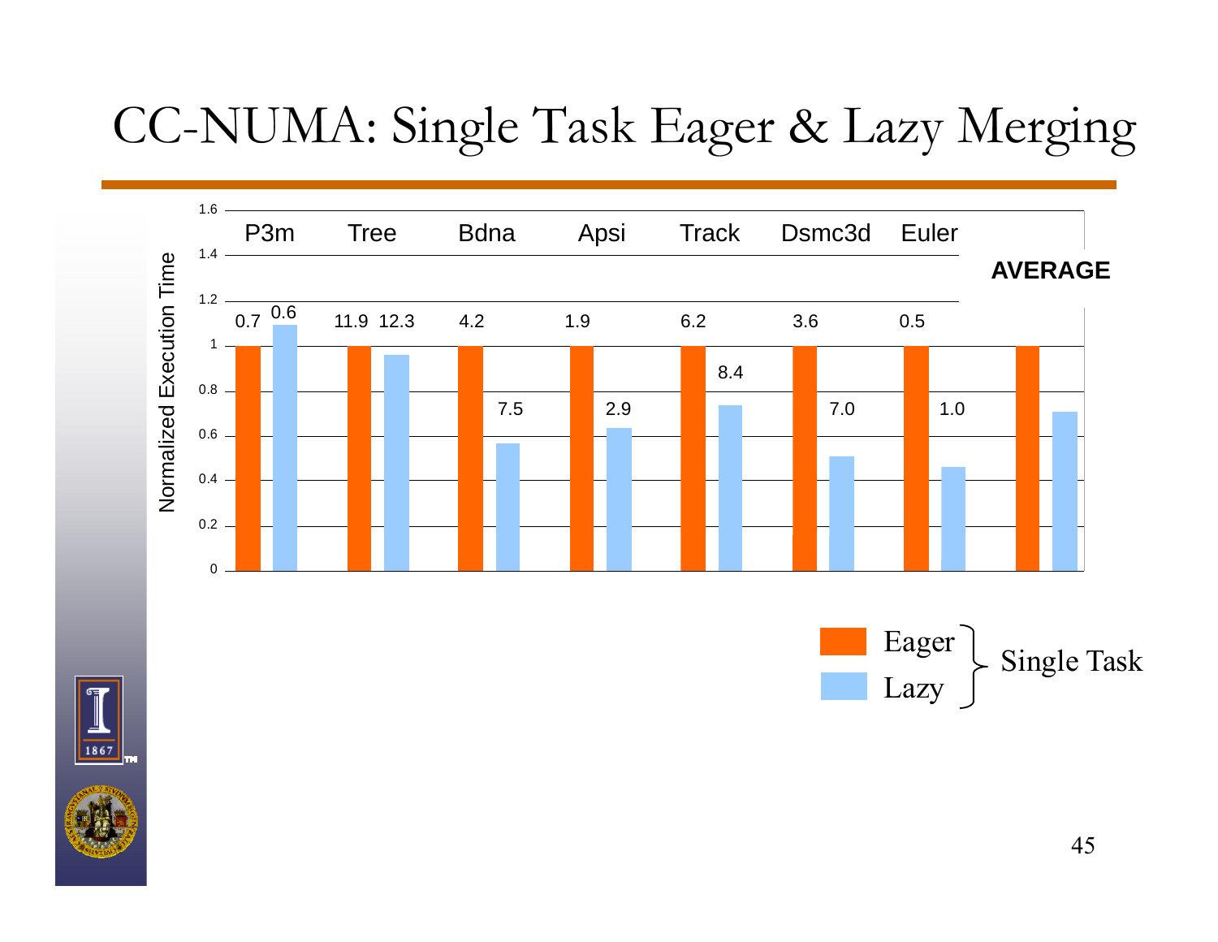# CC-NUMA: Single Task Eager & Lazy Merging

Normalized Execution Time

| | P3m | Tree | Bdna | Apsi | Track | Dsmc3d | Euler | AVERAGE |
|---|---|---|---|---|---|---|---|---|
| Eager (Single Task) | 0.7 | 11.9 | 4.2 | 1.9 | 6.2 | 3.6 | 0.5 | |
| Lazy (Single Task) | 0.6 | 12.3 | 7.5 | 2.9 | 8.4 | 7.0 | 1.0 | |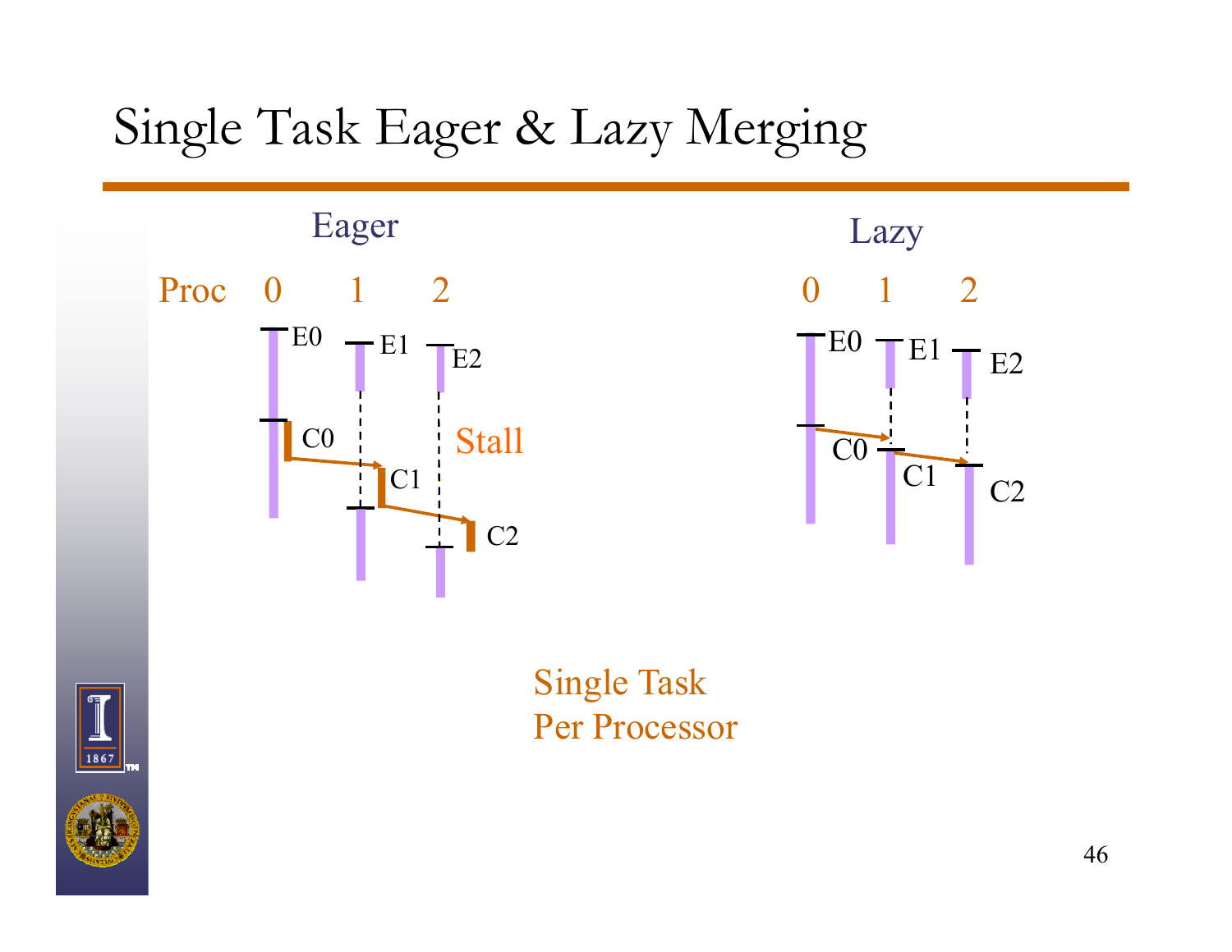# Single Task Eager & Lazy Merging

Eager

Proc 0 1 2

E0 E1 E2

C0 C1 C2

Stall

Lazy

0 1 2

E0 E1 E2

C0 C1 C2

Single Task
Per Processor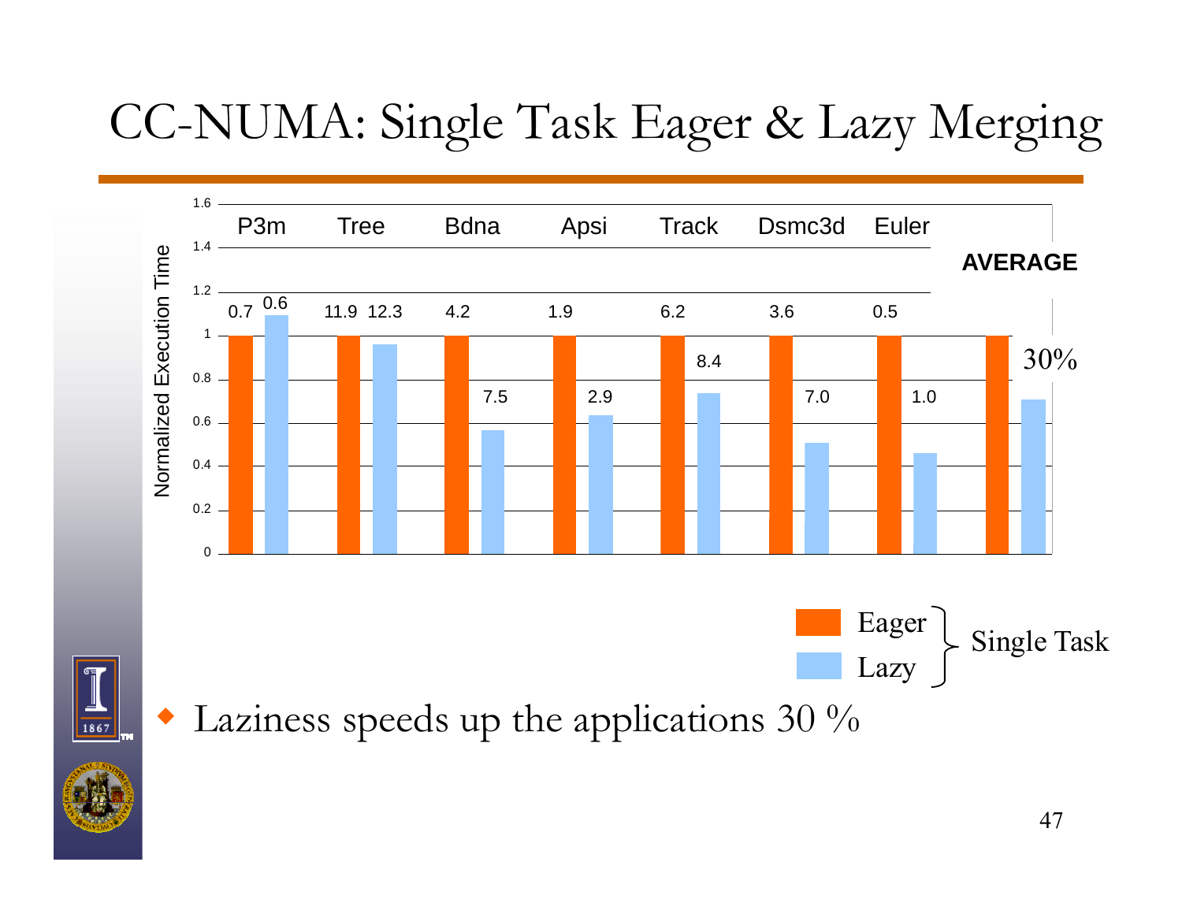# CC-NUMA: Single Task Eager & Lazy Merging

| | P3m | Tree | Bdna | Apsi | Track | Dsmc3d | Euler | AVERAGE |
|---|---|---|---|---|---|---|---|---|
| Eager (Single Task) | 0.7 | 11.9 | 4.2 | 1.9 | 6.2 | 3.6 | 0.5 | |
| Lazy (Single Task) | 0.6 | 12.3 | 7.5 | 2.9 | 8.4 | 7.0 | 1.0 | 30% |

Normalized Execution Time

- Laziness speeds up the applications 30 %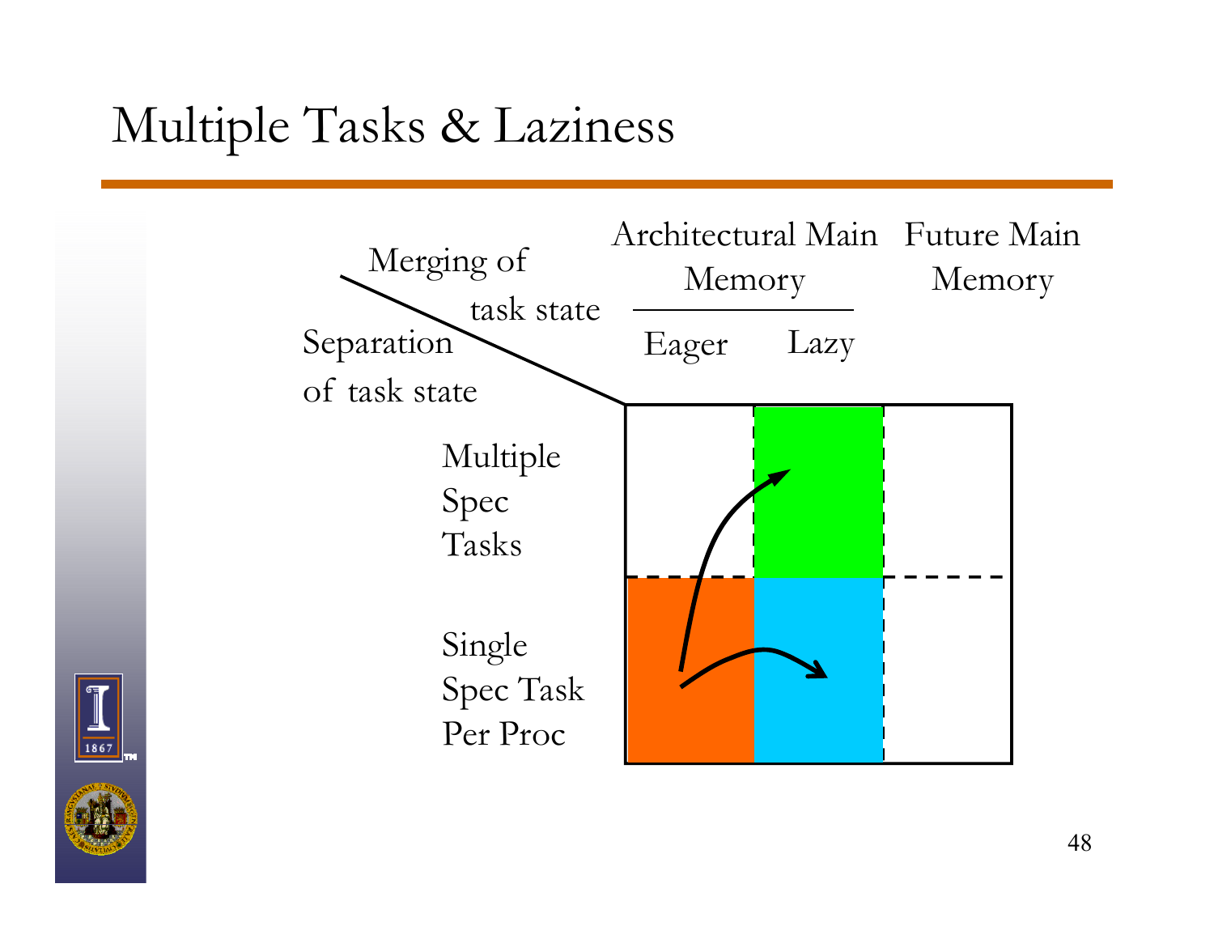# Multiple Tasks & Laziness

| Separation of task state \ Merging of task state | Architectural Main Memory: Eager | Architectural Main Memory: Lazy | Future Main Memory |
|---|---|---|---|
| Multiple Spec Tasks | | | |
| Single Spec Task Per Proc | | | |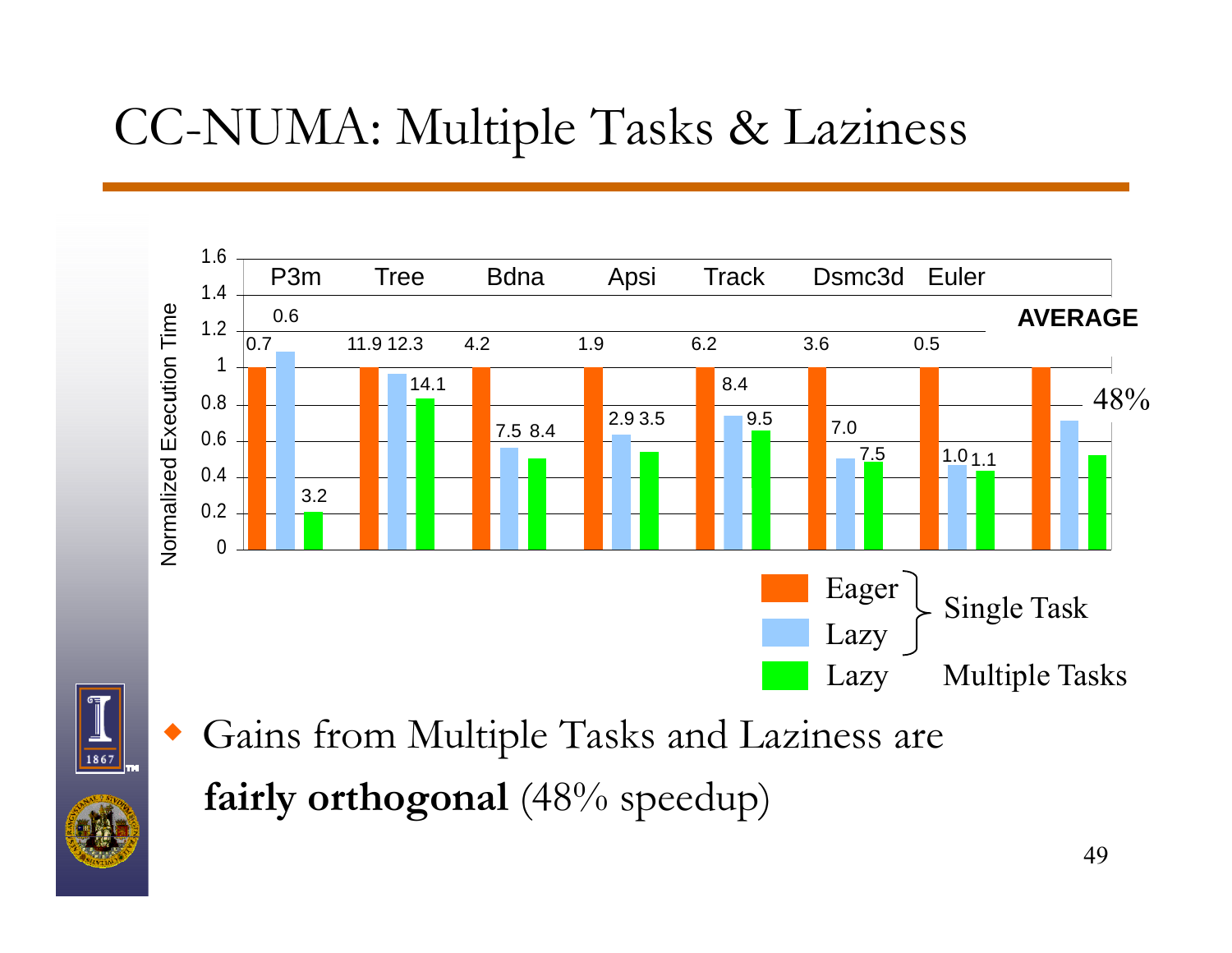# CC-NUMA: Multiple Tasks & Laziness

| | P3m | Tree | Bdna | Apsi | Track | Dsmc3d | Euler | AVERAGE |
|---|---|---|---|---|---|---|---|---|
| Eager (Single Task) | 0.7 | 11.9 | 4.2 | 1.9 | 6.2 | 3.6 | 0.5 | |
| Lazy (Single Task) | 0.6 | 12.3 | 7.5 | 2.9 | 8.4 | 7.0 | 1.0 | |
| Lazy (Multiple Tasks) | 3.2 | 14.1 | 8.4 | 3.5 | 9.5 | 7.5 | 1.1 | 48% |

Normalized Execution Time

- Eager } Single Task
- Lazy } Single Task
- Lazy — Multiple Tasks

- Gains from Multiple Tasks and Laziness are **fairly orthogonal** (48% speedup)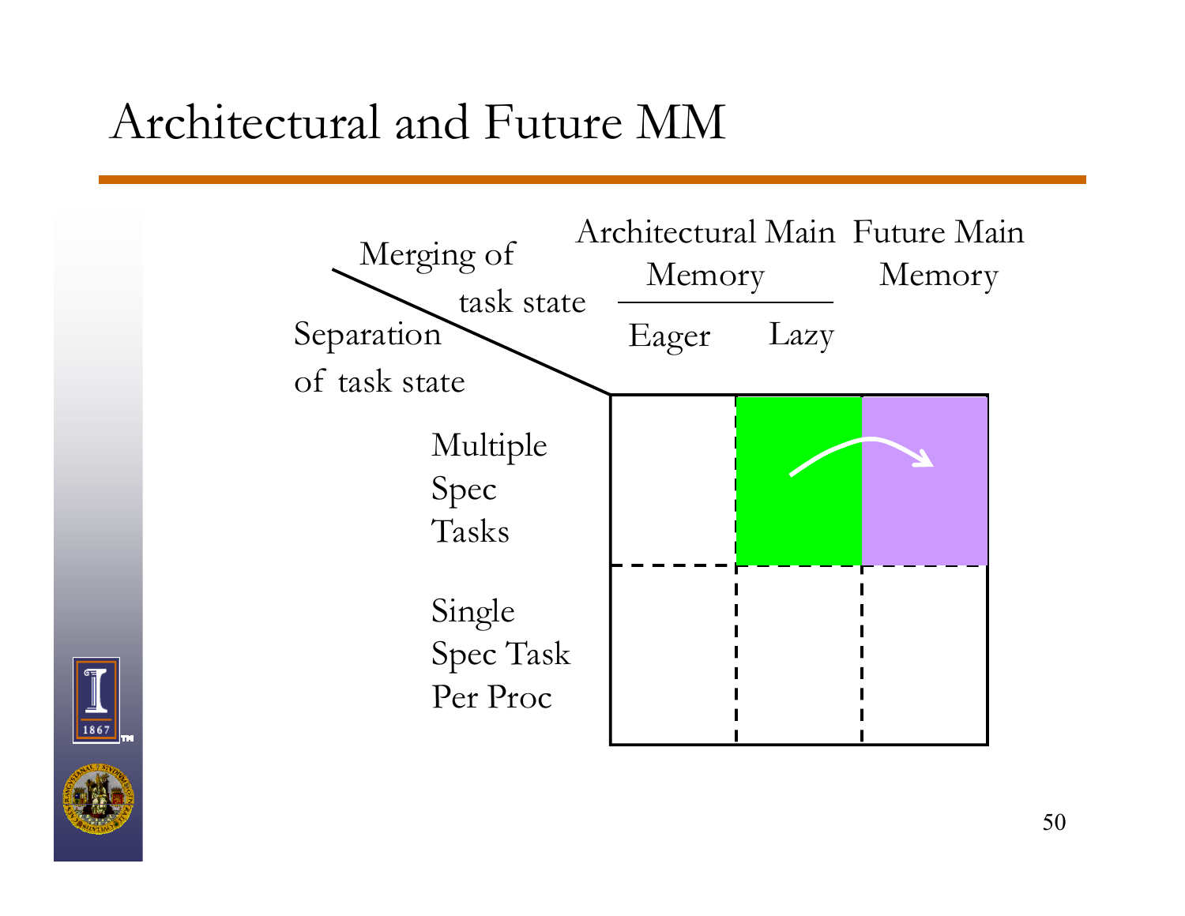# Architectural and Future MM

| Separation of task state \ Merging of task state | Architectural Main Memory: Eager | Architectural Main Memory: Lazy | Future Main Memory |
| --- | --- | --- | --- |
| Multiple Spec Tasks | | | |
| Single Spec Task Per Proc | | | |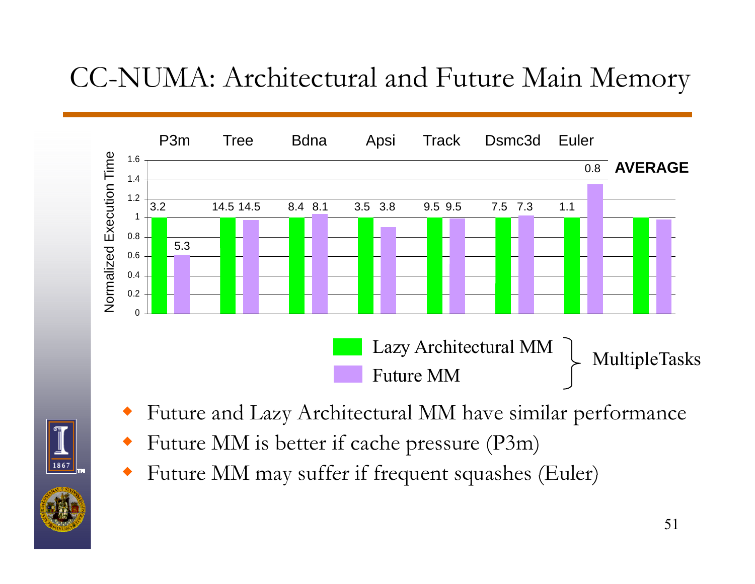# CC-NUMA: Architectural and Future Main Memory

| | P3m | Tree | Bdna | Apsi | Track | Dsmc3d | Euler | AVERAGE |
|---|---|---|---|---|---|---|---|---|
| Lazy Architectural MM | 3.2 | 14.5 | 8.4 | 3.5 | 9.5 | 7.5 | 1.1 | |
| Future MM | 5.3 | 14.5 | 8.1 | 3.8 | 9.5 | 7.3 | 0.8 | |

Normalized Execution Time

Lazy Architectural MM, Future MM — MultipleTasks

- Future and Lazy Architectural MM have similar performance
- Future MM is better if cache pressure (P3m)
- Future MM may suffer if frequent squashes (Euler)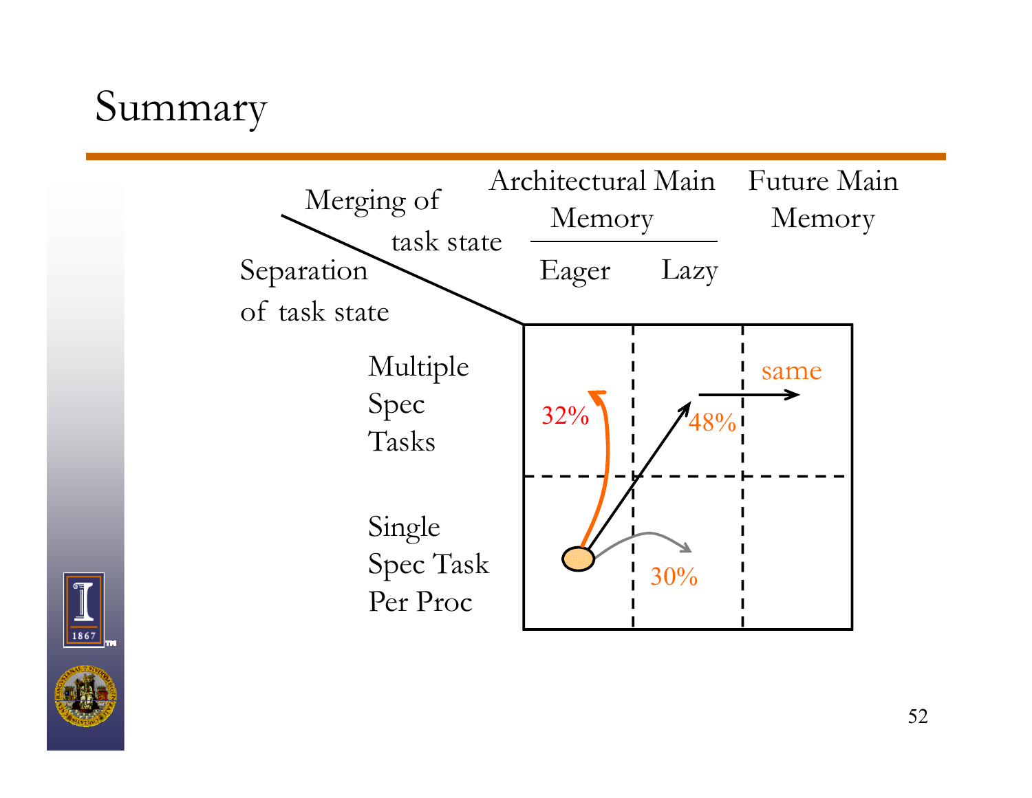# Summary

| Separation of task state \ Merging of task state | Architectural Main Memory: Eager | Architectural Main Memory: Lazy | Future Main Memory |
| --- | --- | --- | --- |
| Multiple Spec Tasks | 32% | 48% | same |
| Single Spec Task Per Proc | | 30% | |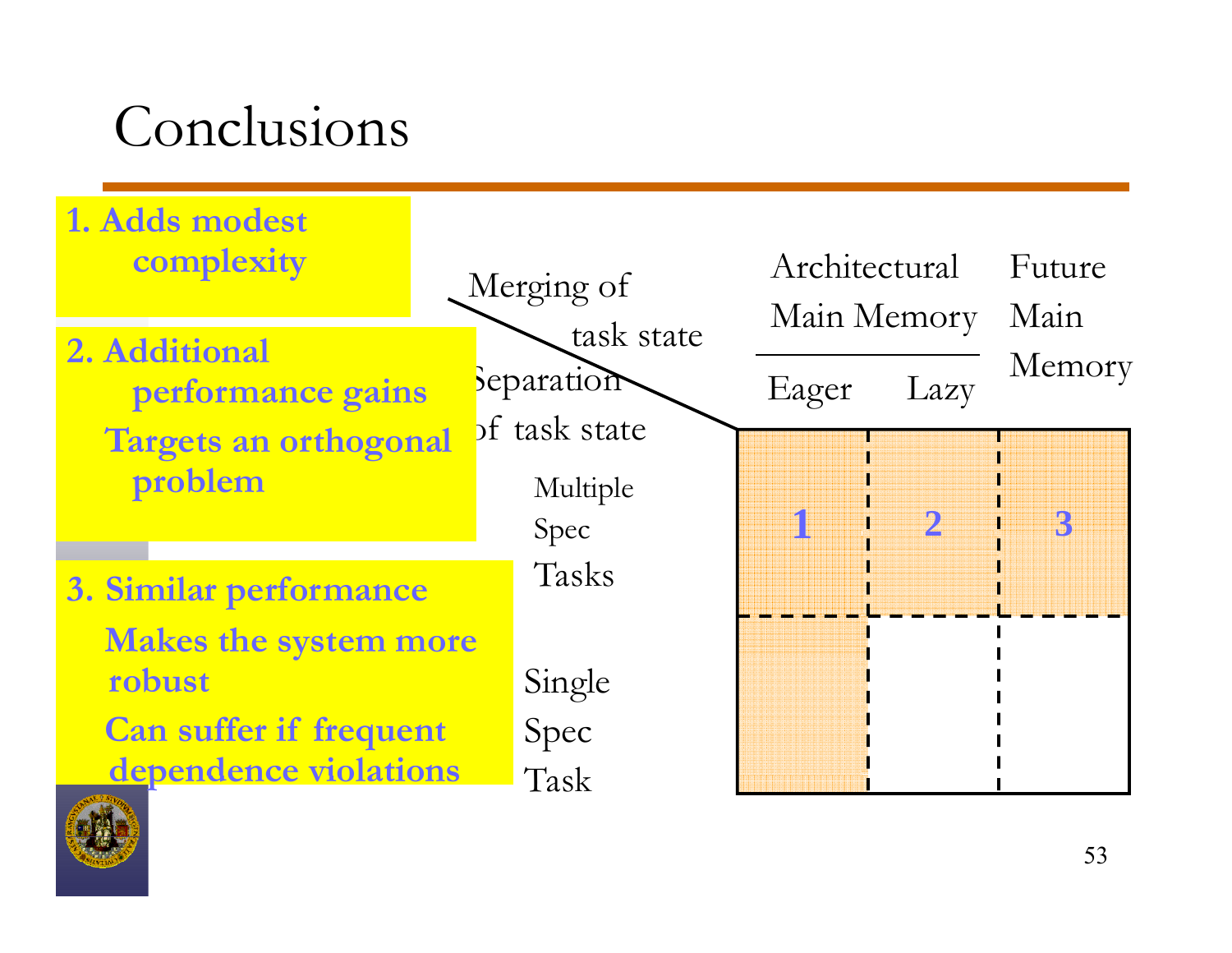# Conclusions

1. **Adds modest complexity**

2. **Additional performance gains**
   **Targets an orthogonal problem**

3. **Similar performance**
   **Makes the system more robust**
   **Can suffer if frequent dependence violations**

| Merging of task state / Separation of task state | Architectural Main Memory | | Future Main Memory |
|---|---|---|---|
| | Eager | Lazy | |
| Multiple Spec Tasks | 1 | 2 | 3 |
| Single Spec Task | | | |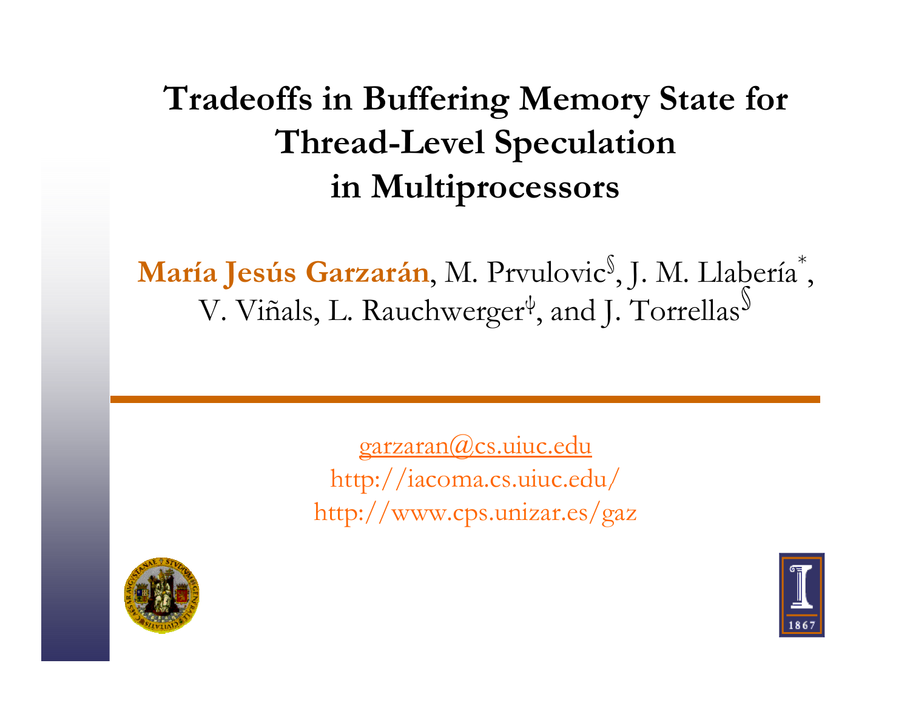# Tradeoffs in Buffering Memory State for Thread-Level Speculation in Multiprocessors

**María Jesús Garzarán**, M. Prvulovic[§], J. M. Llabería[*], V. Viñals, L. Rauchwerger[ψ], and J. Torrellas[§]

garzaran@cs.uiuc.edu
http://iacoma.cs.uiuc.edu/
http://www.cps.unizar.es/gaz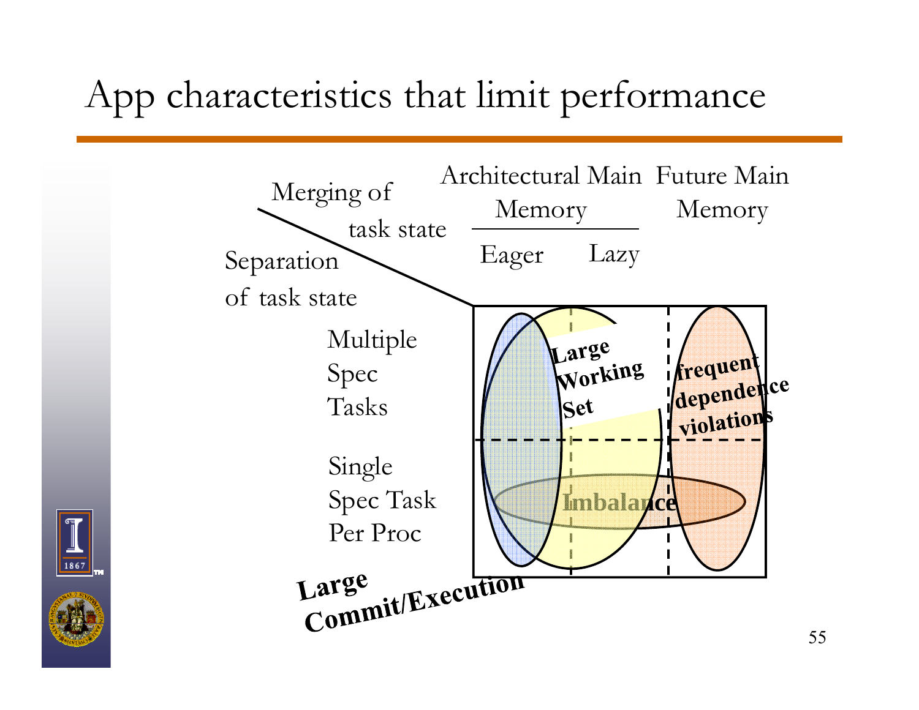# App characteristics that limit performance

Merging of task state

Separation of task state

Architectural Main Memory

Eager | Lazy

Future Main Memory

Multiple Spec Tasks

Single Spec Task Per Proc

**Large Working Set**

**frequent dependence violations**

**Imbalance**

**Large Commit/Execution**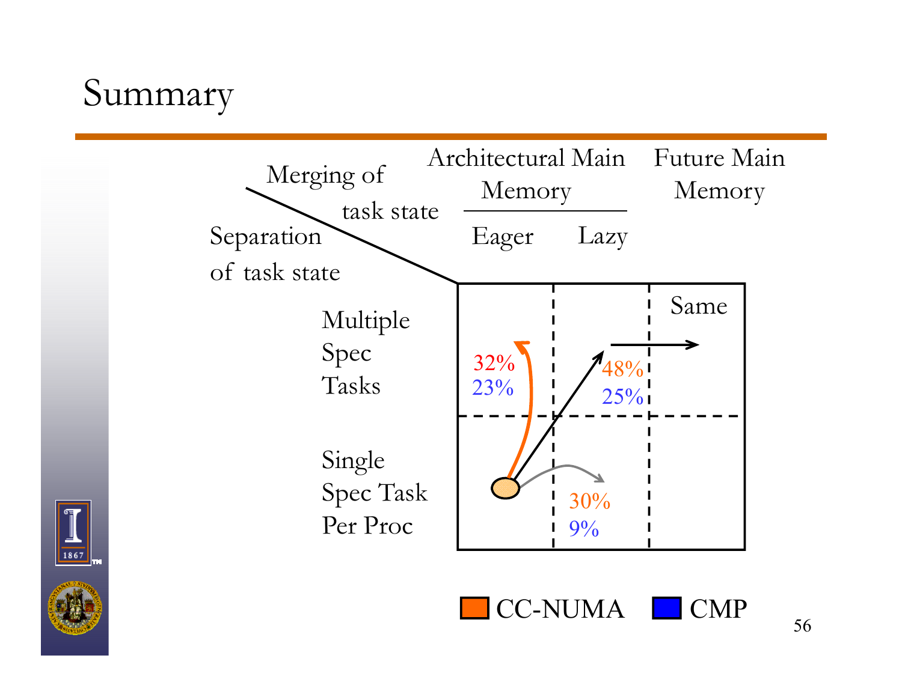# Summary

| Separation of task state \ Merging of task state | Architectural Main Memory: Eager | Architectural Main Memory: Lazy | Future Main Memory |
| --- | --- | --- | --- |
| Multiple Spec Tasks | 32% 23% | 48% 25% | Same |
| Single Spec Task Per Proc | | 30% 9% | |

CC-NUMA CMP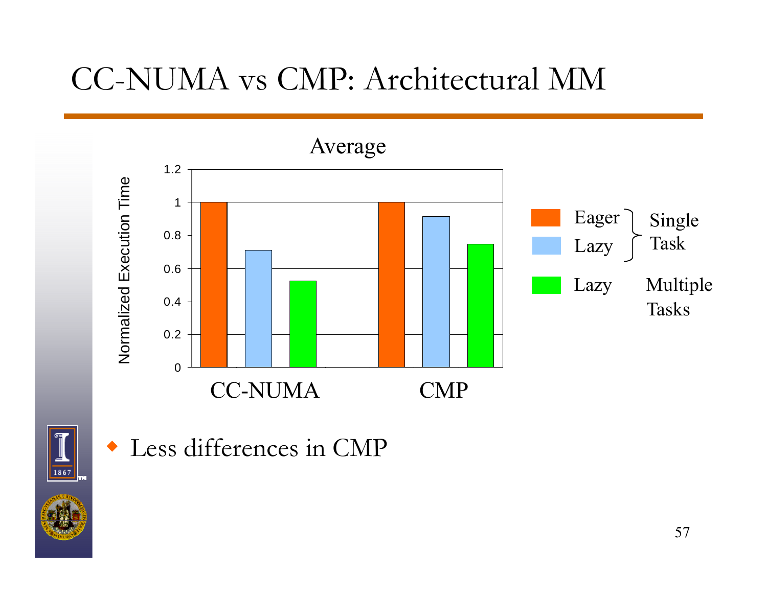# CC-NUMA vs CMP: Architectural MM

Average

| | Eager (Single Task) | Lazy (Single Task) | Lazy (Multiple Tasks) |
|---|---|---|---|
| CC-NUMA | 1 | ~0.71 | ~0.52 |
| CMP | 1 | ~0.91 | ~0.75 |

Normalized Execution Time

- Less differences in CMP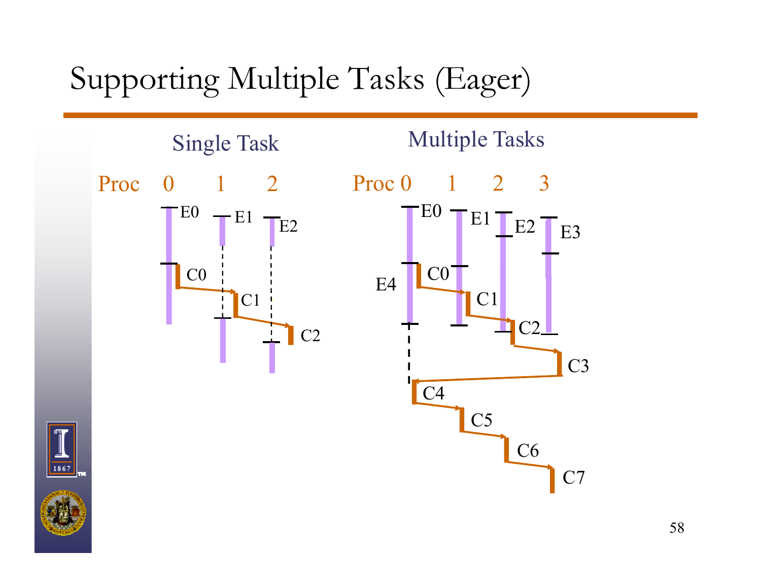# Supporting Multiple Tasks (Eager)

Single Task

Proc 0 1 2

E0 E1 E2

C0 C1 C2

Multiple Tasks

Proc 0 1 2 3

E0 E1 E2 E3

E4

C0 C1 C2 C3 C4 C5 C6 C7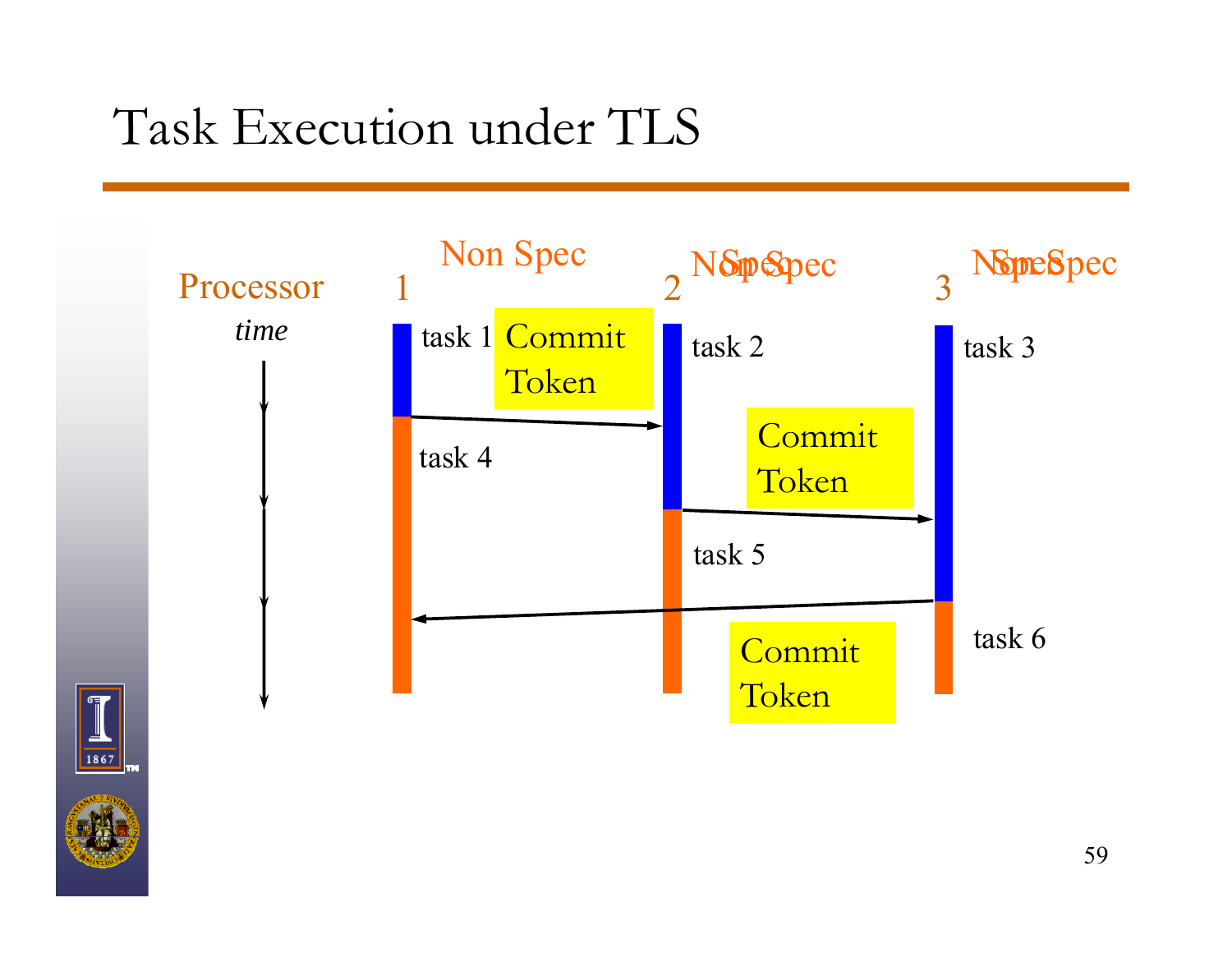# Task Execution under TLS

Processor *time*

| 1 | 2 | 3 |
|---|---|---|
| Non Spec | Non Spec / Spec | Non Spec / Spec |
| task 1 | task 2 | task 3 |
| Commit Token → | Commit Token → | |
| task 4 | task 5 | task 6 |
| | | Commit Token → (to 1) |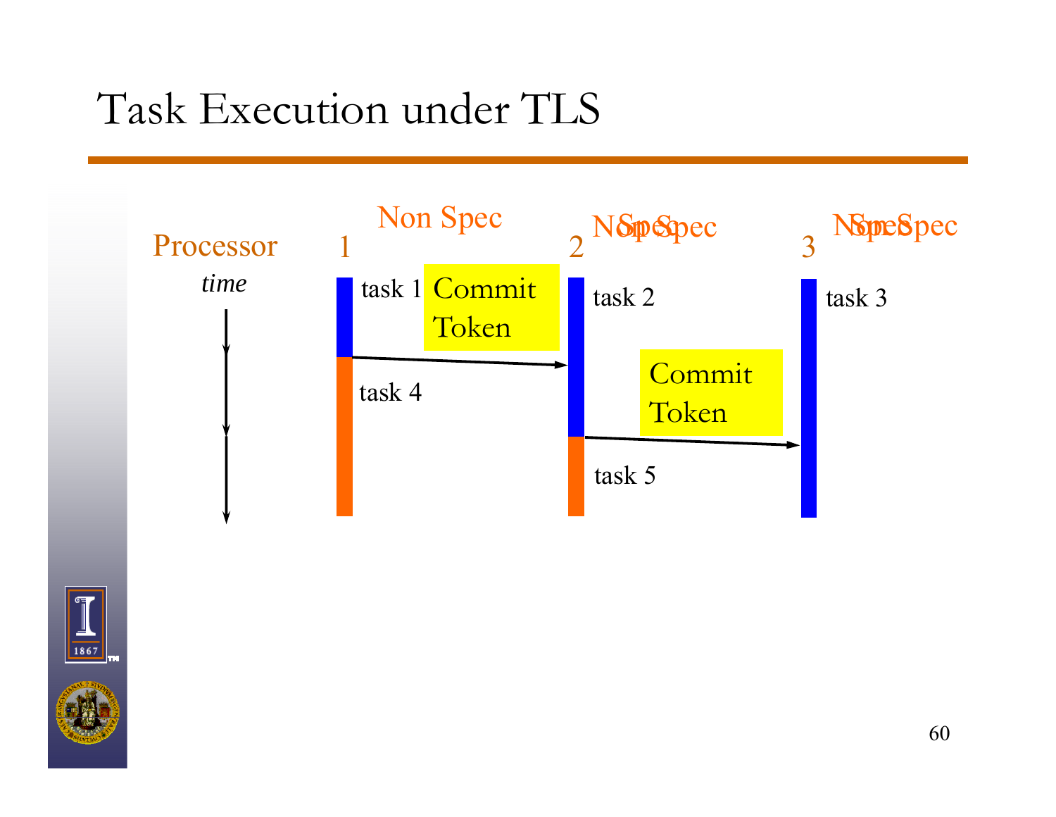# Task Execution under TLS

Processor

*time*

1 — Non Spec

2 — Non Spec / Spec

3 — Non Spec / Spec

task 1

Commit Token

task 2

task 3

task 4

Commit Token

task 5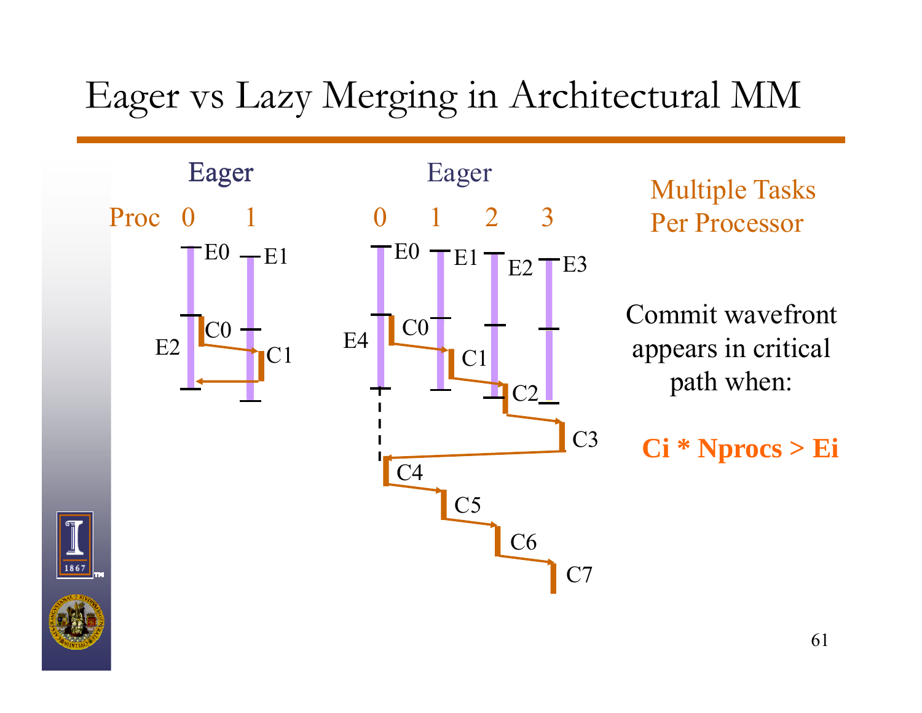# Eager vs Lazy Merging in Architectural MM

Eager

Proc 0 1

E0 E1 C0 C1 E2

Eager

0 1 2 3

E0 E1 E2 E3 C0 C1 C2 C3 E4 C4 C5 C6 C7

Multiple Tasks Per Processor

Commit wavefront appears in critical path when:

**Ci * Nprocs > Ei**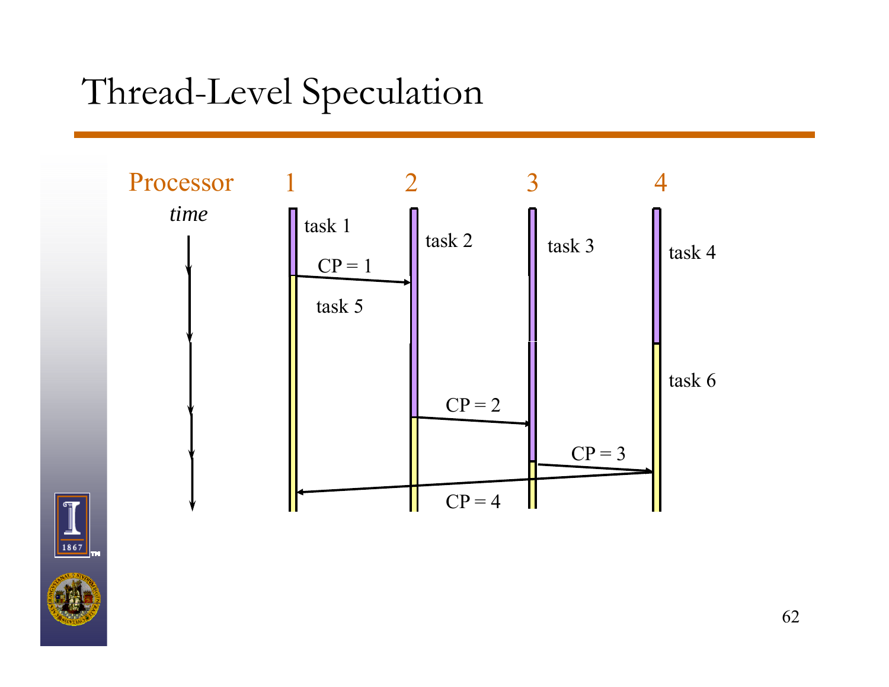# Thread-Level Speculation

Processor 1 2 3 4

*time*

task 1
task 2
task 3
task 4
CP = 1
task 5
task 6
CP = 2
CP = 3
CP = 4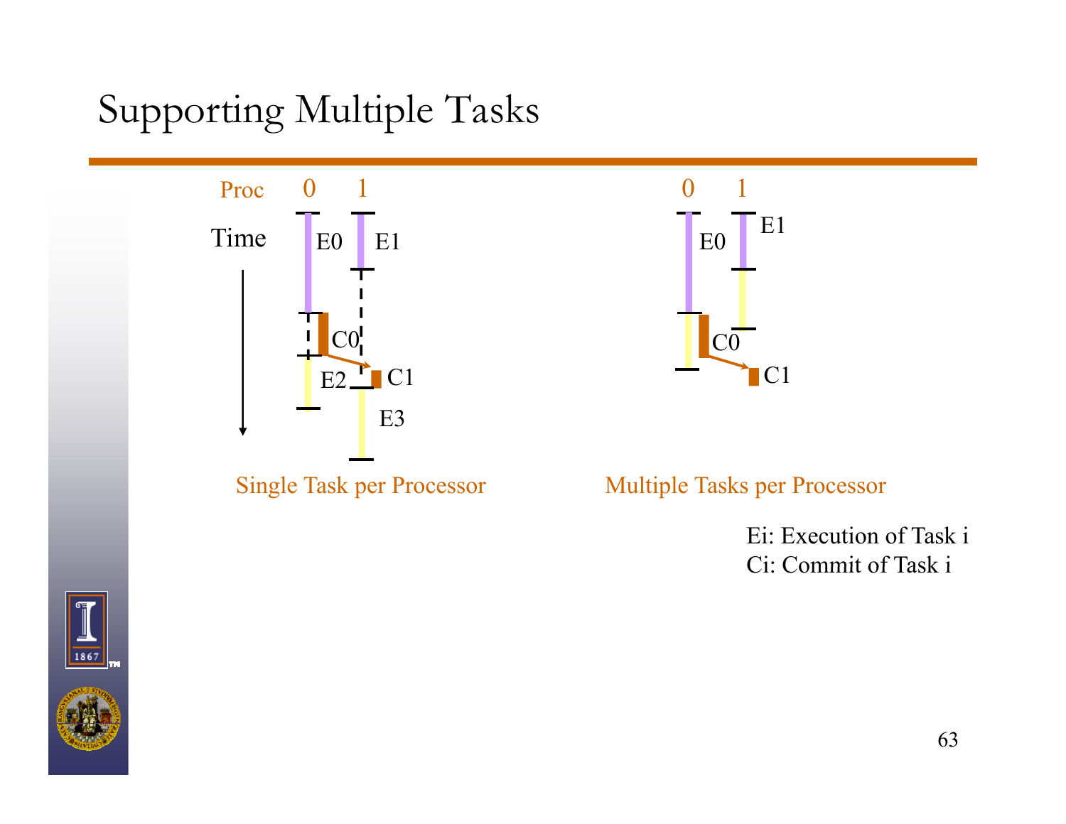# Supporting Multiple Tasks

Proc 0 1

Time

E0 E1

C0

E2 C1

E3

Single Task per Processor

0 1

E0 E1

C0

C1

Multiple Tasks per Processor

Ei: Execution of Task i
Ci: Commit of Task i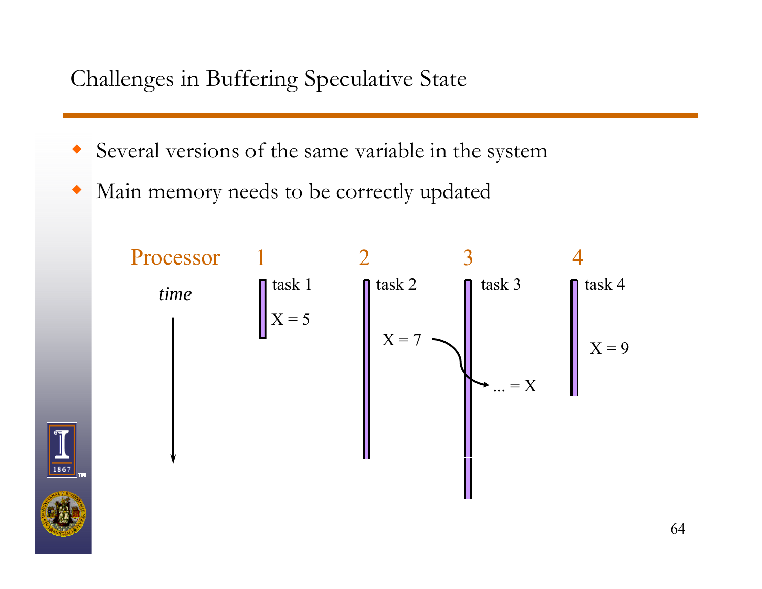# Challenges in Buffering Speculative State

- Several versions of the same variable in the system
- Main memory needs to be correctly updated

Processor 1 2 3 4

*time*

task 1: X = 5

task 2: X = 7

task 3: ... = X

task 4: X = 9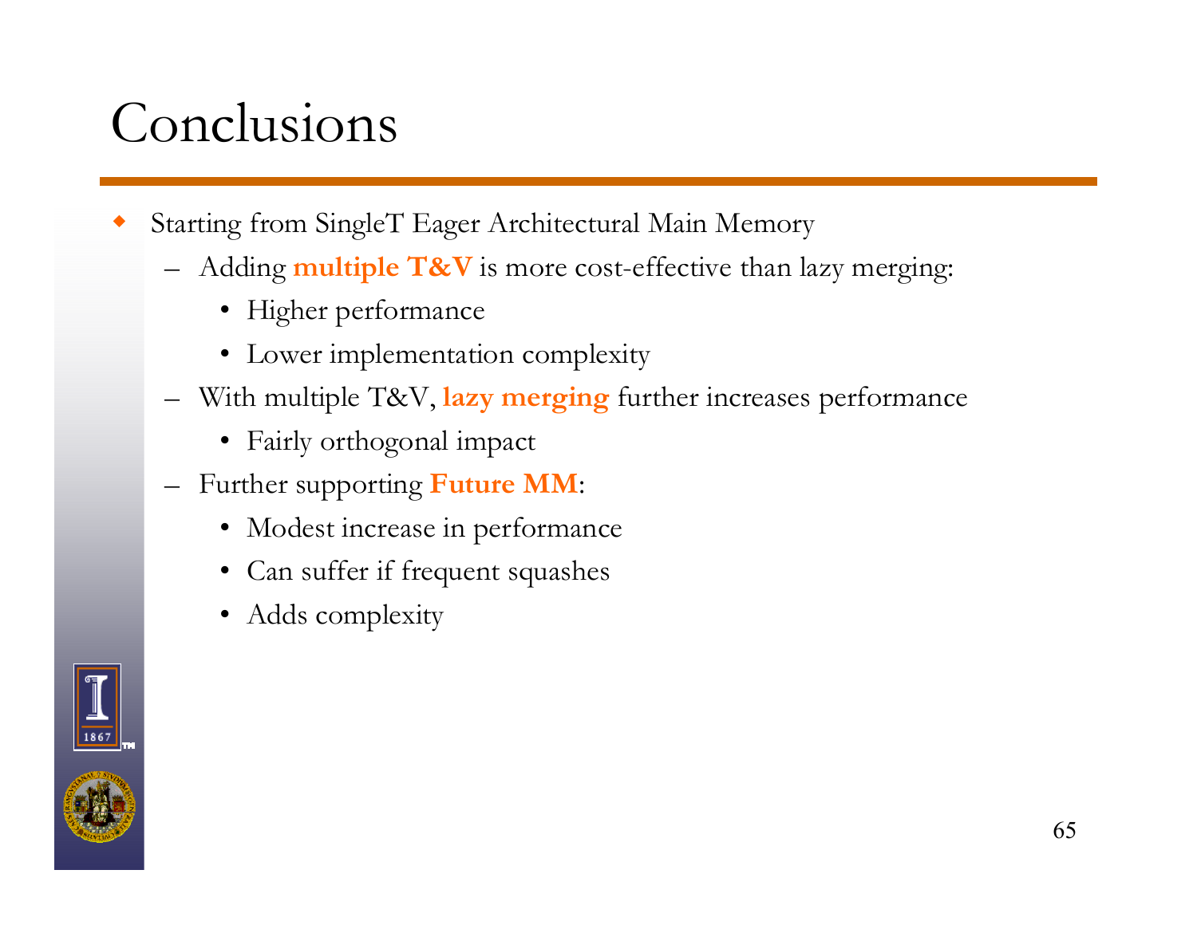# Conclusions

- Starting from SingleT Eager Architectural Main Memory
  - Adding **multiple T&V** is more cost-effective than lazy merging:
    - Higher performance
    - Lower implementation complexity
  - With multiple T&V, **lazy merging** further increases performance
    - Fairly orthogonal impact
  - Further supporting **Future MM**:
    - Modest increase in performance
    - Can suffer if frequent squashes
    - Adds complexity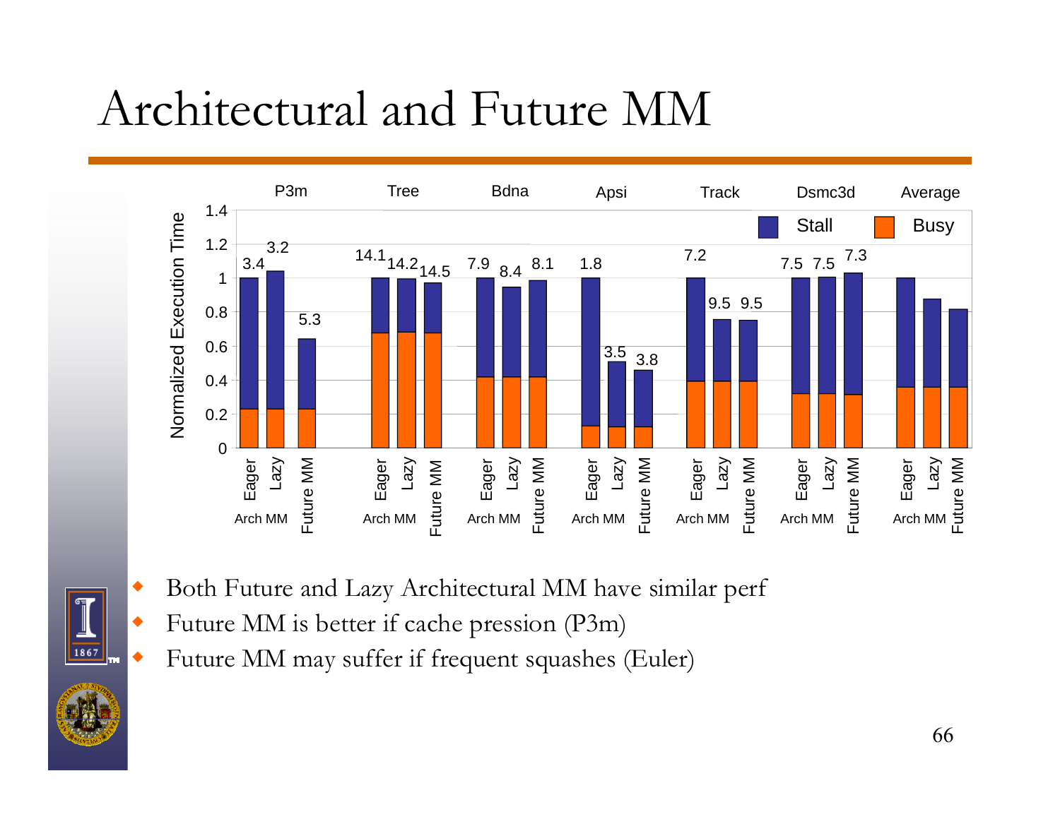# Architectural and Future MM

- Both Future and Lazy Architectural MM have similar perf
- Future MM is better if cache pression (P3m)
- Future MM may suffer if frequent squashes (Euler)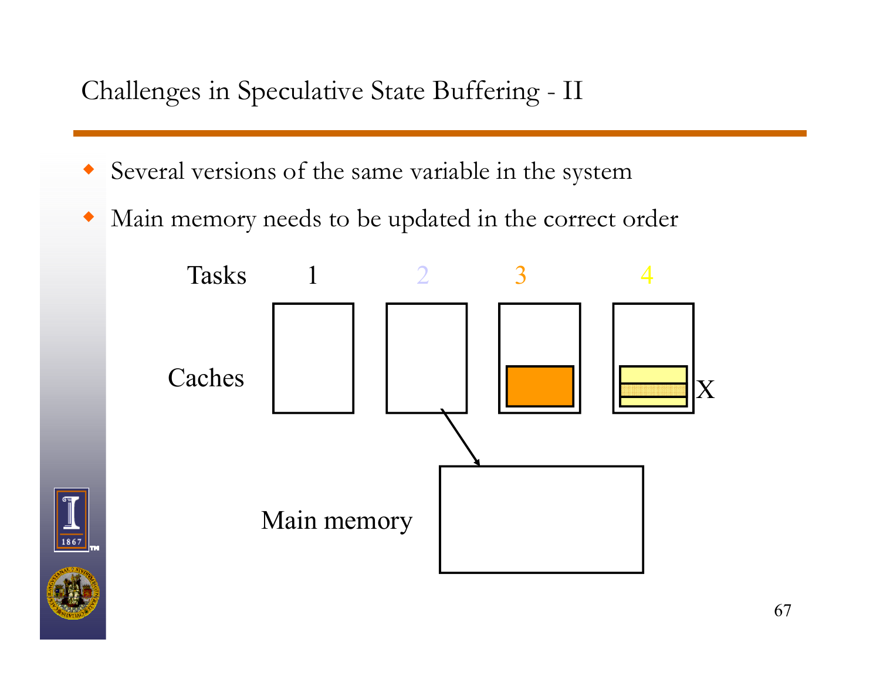# Challenges in Speculative State Buffering - II

- Several versions of the same variable in the system
- Main memory needs to be updated in the correct order

Tasks 1 2 3 4

Caches

X

Main memory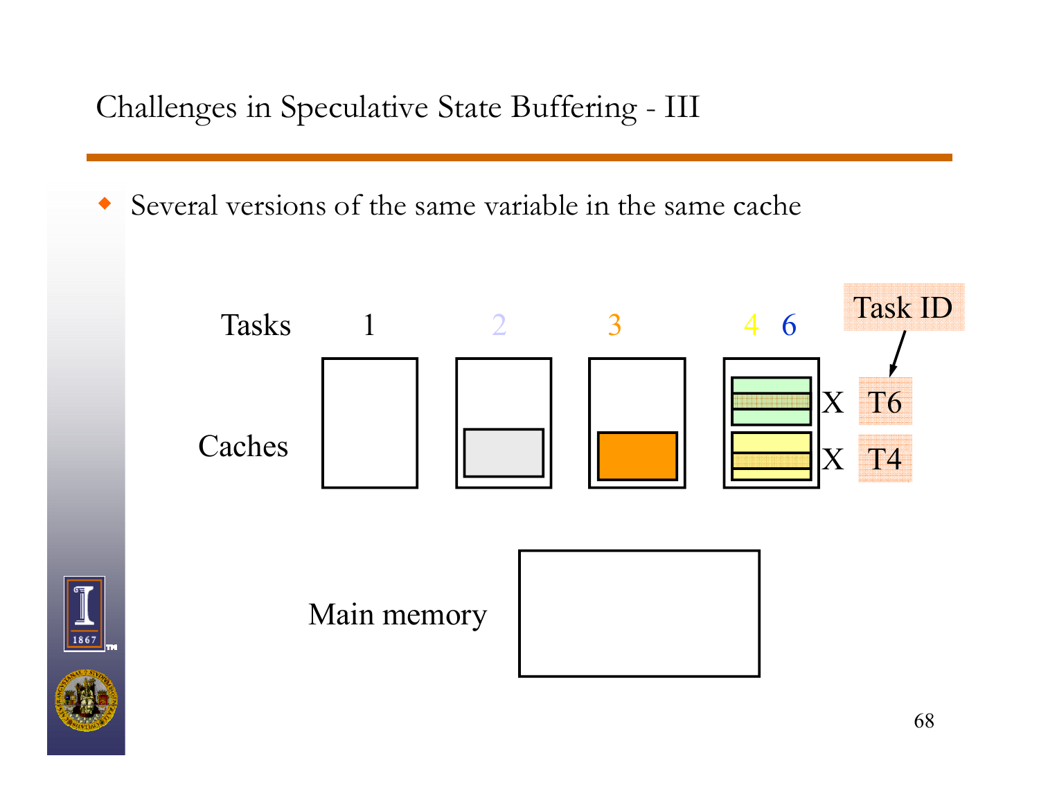# Challenges in Speculative State Buffering - III

- Several versions of the same variable in the same cache

Tasks 1 2 3 4 6

Task ID

Caches

X T6

X T4

Main memory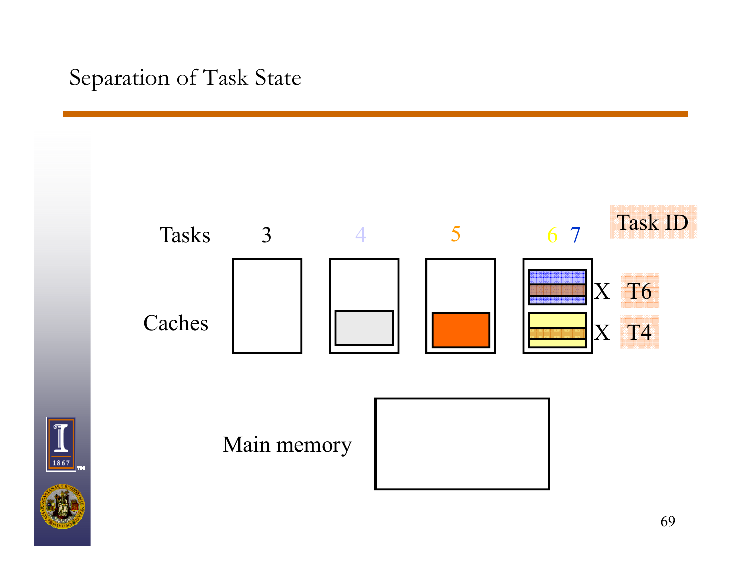# Separation of Task State

Task ID

Tasks 3 4 5 6 7

Caches

X T6

X T4

Main memory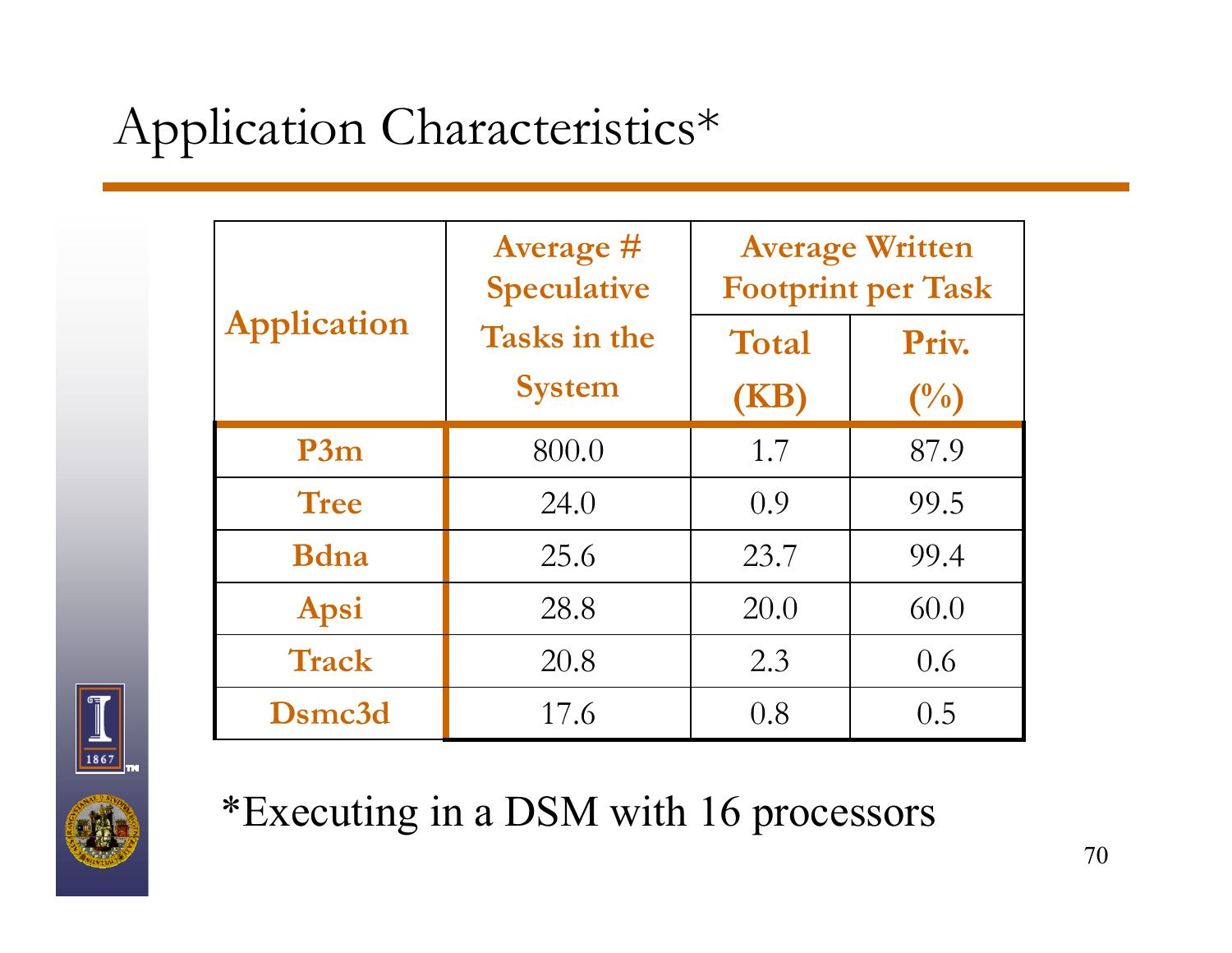# Application Characteristics*

| Application | Average # Speculative Tasks in the System | Average Written Footprint per Task | |
|---|---|---|---|
| | | Total (KB) | Priv. (%) |
| **P3m** | 800.0 | 1.7 | 87.9 |
| **Tree** | 24.0 | 0.9 | 99.5 |
| **Bdna** | 25.6 | 23.7 | 99.4 |
| **Apsi** | 28.8 | 20.0 | 60.0 |
| **Track** | 20.8 | 2.3 | 0.6 |
| **Dsmc3d** | 17.6 | 0.8 | 0.5 |

*Executing in a DSM with 16 processors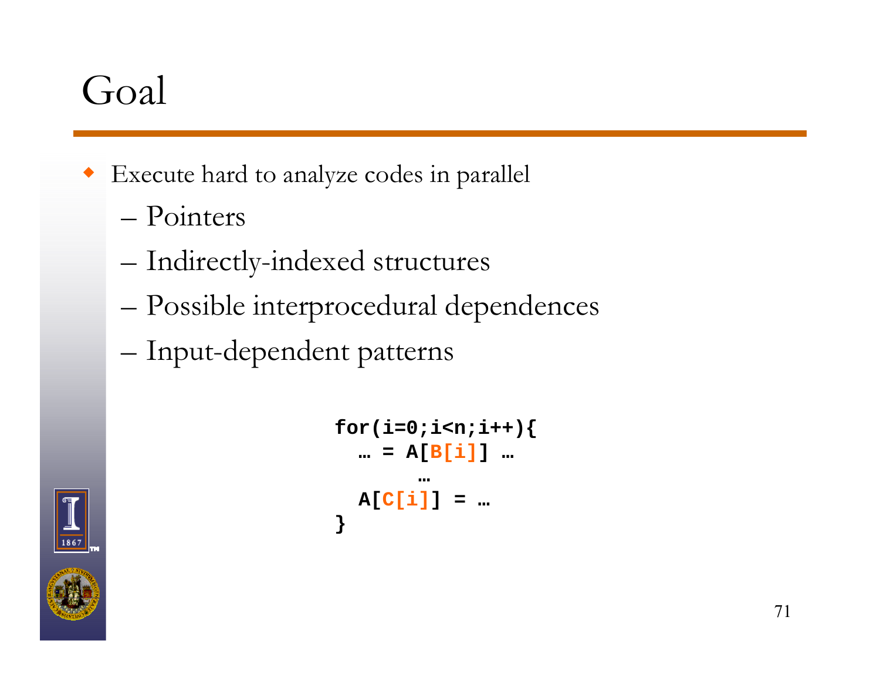# Goal

- Execute hard to analyze codes in parallel
  - Pointers
  - Indirectly-indexed structures
  - Possible interprocedural dependences
  - Input-dependent patterns

```
for(i=0;i<n;i++){
  … = A[B[i]] …
        …
  A[C[i]] = …
}
```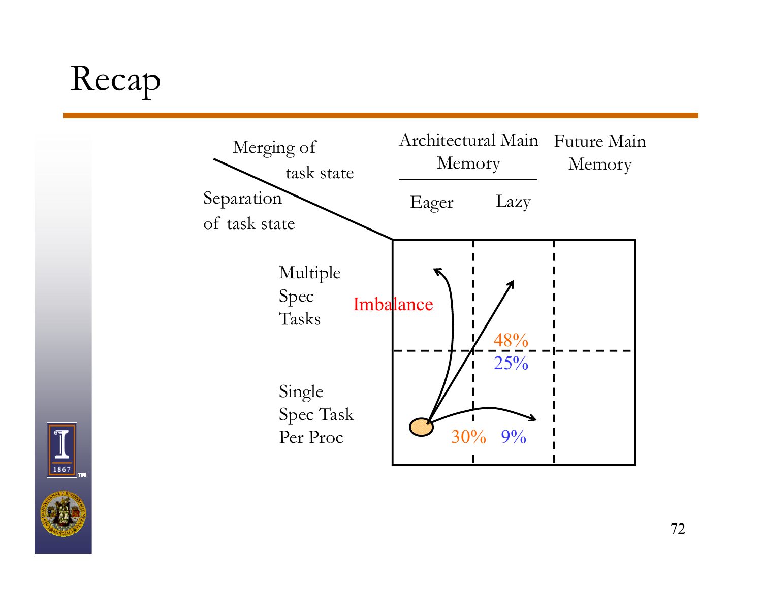# Recap

Merging of task state

Separation of task state

Architectural Main Memory

Eager

Lazy

Future Main Memory

Multiple Spec Tasks

Single Spec Task Per Proc

Imbalance

48%

25%

30%

9%